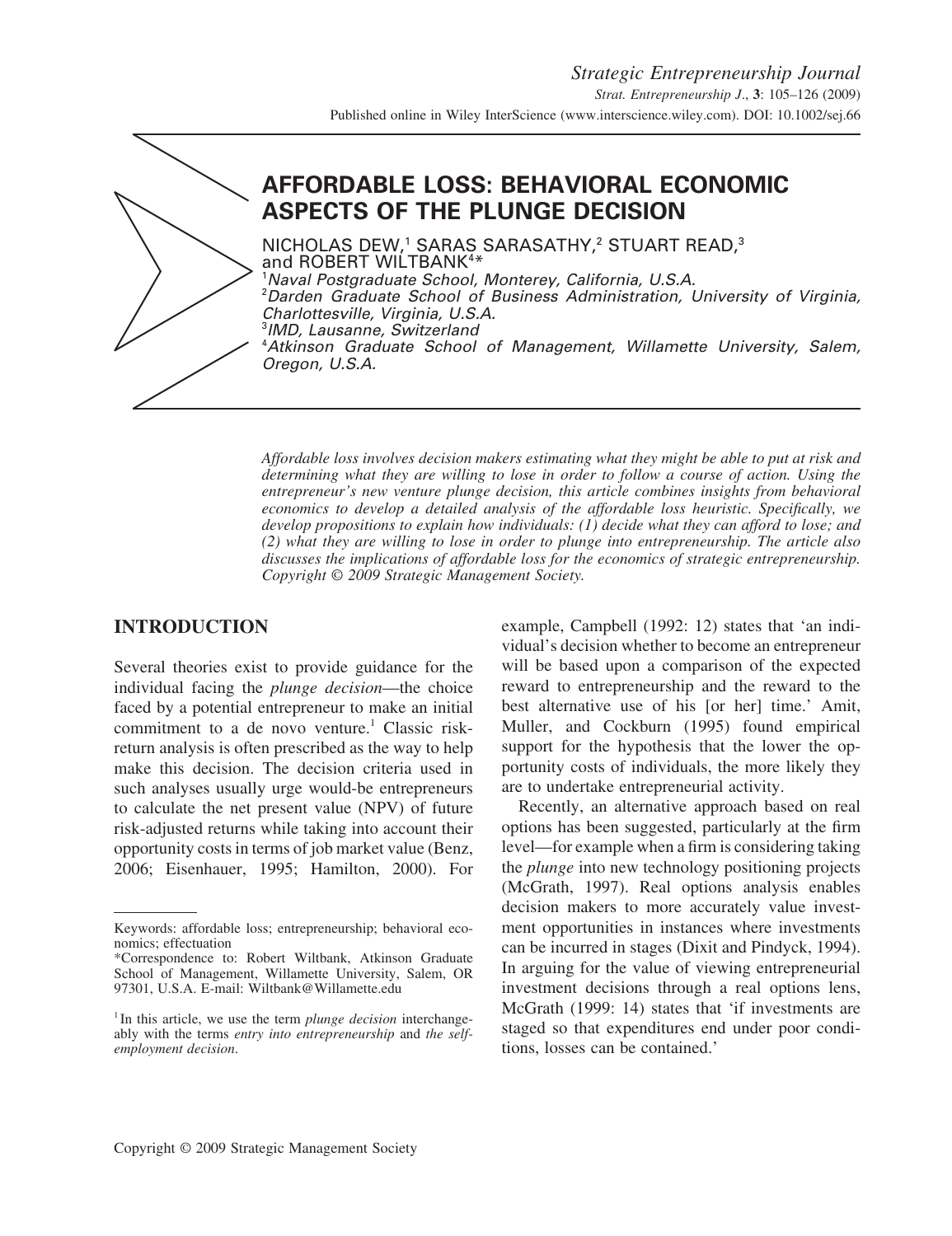# AFFORDABLE LOSS: BEHAVIORAL ECONOMIC ASPECTS OF THE PLUNGE DECISION

NICHOLAS DEW,[1] SARAS SARASATHY,[2] STUART READ,[3] and ROBERT WILTBANK[4]*

[1] *Naval Postgraduate School, Monterey, California, U.S.A.*
[2] *Darden Graduate School of Business Administration, University of Virginia, Charlottesville, Virginia, U.S.A.*
[3] *IMD, Lausanne, Switzerland*
[4] *Atkinson Graduate School of Management, Willamette University, Salem, Oregon, U.S.A.*

*Affordable loss involves decision makers estimating what they might be able to put at risk and determining what they are willing to lose in order to follow a course of action. Using the entrepreneur's new venture plunge decision, this article combines insights from behavioral economics to develop a detailed analysis of the affordable loss heuristic. Specifically, we develop propositions to explain how individuals: (1) decide what they can afford to lose; and (2) what they are willing to lose in order to plunge into entrepreneurship. The article also discusses the implications of affordable loss for the economics of strategic entrepreneurship. Copyright © 2009 Strategic Management Society.*

## INTRODUCTION

Several theories exist to provide guidance for the individual facing the *plunge decision*—the choice faced by a potential entrepreneur to make an initial commitment to a de novo venture.[1] Classic risk-return analysis is often prescribed as the way to help make this decision. The decision criteria used in such analyses usually urge would-be entrepreneurs to calculate the net present value (NPV) of future risk-adjusted returns while taking into account their opportunity costs in terms of job market value (Benz, 2006; Eisenhauer, 1995; Hamilton, 2000). For example, Campbell (1992: 12) states that 'an individual's decision whether to become an entrepreneur will be based upon a comparison of the expected reward to entrepreneurship and the reward to the best alternative use of his [or her] time.' Amit, Muller, and Cockburn (1995) found empirical support for the hypothesis that the lower the opportunity costs of individuals, the more likely they are to undertake entrepreneurial activity.

Recently, an alternative approach based on real options has been suggested, particularly at the firm level—for example when a firm is considering taking the *plunge* into new technology positioning projects (McGrath, 1997). Real options analysis enables decision makers to more accurately value investment opportunities in instances where investments can be incurred in stages (Dixit and Pindyck, 1994). In arguing for the value of viewing entrepreneurial investment decisions through a real options lens, McGrath (1999: 14) states that 'if investments are staged so that expenditures end under poor conditions, losses can be contained.'

---

Keywords: affordable loss; entrepreneurship; behavioral economics; effectuation

*Correspondence to: Robert Wiltbank, Atkinson Graduate School of Management, Willamette University, Salem, OR 97301, U.S.A. E-mail: Wiltbank@Willamette.edu

[1] In this article, we use the term *plunge decision* interchangeably with the terms *entry into entrepreneurship* and *the self-employment decision*.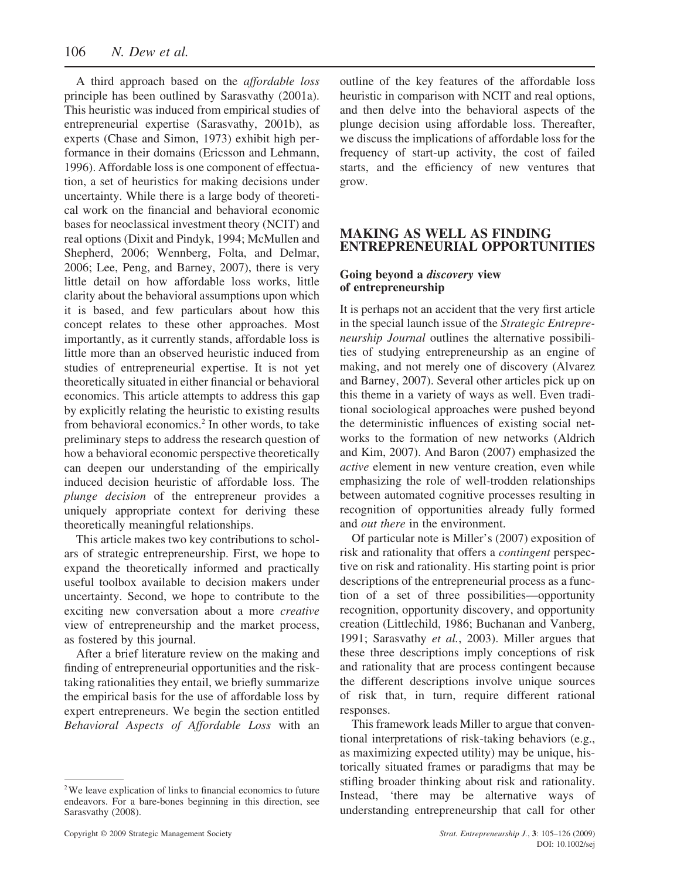A third approach based on the *affordable loss* principle has been outlined by Sarasvathy (2001a). This heuristic was induced from empirical studies of entrepreneurial expertise (Sarasvathy, 2001b), as experts (Chase and Simon, 1973) exhibit high performance in their domains (Ericsson and Lehmann, 1996). Affordable loss is one component of effectuation, a set of heuristics for making decisions under uncertainty. While there is a large body of theoretical work on the financial and behavioral economic bases for neoclassical investment theory (NCIT) and real options (Dixit and Pindyk, 1994; McMullen and Shepherd, 2006; Wennberg, Folta, and Delmar, 2006; Lee, Peng, and Barney, 2007), there is very little detail on how affordable loss works, little clarity about the behavioral assumptions upon which it is based, and few particulars about how this concept relates to these other approaches. Most importantly, as it currently stands, affordable loss is little more than an observed heuristic induced from studies of entrepreneurial expertise. It is not yet theoretically situated in either financial or behavioral economics. This article attempts to address this gap by explicitly relating the heuristic to existing results from behavioral economics.[2] In other words, to take preliminary steps to address the research question of how a behavioral economic perspective theoretically can deepen our understanding of the empirically induced decision heuristic of affordable loss. The *plunge decision* of the entrepreneur provides a uniquely appropriate context for deriving these theoretically meaningful relationships.

This article makes two key contributions to scholars of strategic entrepreneurship. First, we hope to expand the theoretically informed and practically useful toolbox available to decision makers under uncertainty. Second, we hope to contribute to the exciting new conversation about a more *creative* view of entrepreneurship and the market process, as fostered by this journal.

After a brief literature review on the making and finding of entrepreneurial opportunities and the risk-taking rationalities they entail, we briefly summarize the empirical basis for the use of affordable loss by expert entrepreneurs. We begin the section entitled *Behavioral Aspects of Affordable Loss* with an outline of the key features of the affordable loss heuristic in comparison with NCIT and real options, and then delve into the behavioral aspects of the plunge decision using affordable loss. Thereafter, we discuss the implications of affordable loss for the frequency of start-up activity, the cost of failed starts, and the efficiency of new ventures that grow.

## MAKING AS WELL AS FINDING ENTREPRENEURIAL OPPORTUNITIES

### Going beyond a *discovery* view of entrepreneurship

It is perhaps not an accident that the very first article in the special launch issue of the *Strategic Entrepreneurship Journal* outlines the alternative possibilities of studying entrepreneurship as an engine of making, and not merely one of discovery (Alvarez and Barney, 2007). Several other articles pick up on this theme in a variety of ways as well. Even traditional sociological approaches were pushed beyond the deterministic influences of existing social networks to the formation of new networks (Aldrich and Kim, 2007). And Baron (2007) emphasized the *active* element in new venture creation, even while emphasizing the role of well-trodden relationships between automated cognitive processes resulting in recognition of opportunities already fully formed and *out there* in the environment.

Of particular note is Miller's (2007) exposition of risk and rationality that offers a *contingent* perspective on risk and rationality. His starting point is prior descriptions of the entrepreneurial process as a function of a set of three possibilities—opportunity recognition, opportunity discovery, and opportunity creation (Littlechild, 1986; Buchanan and Vanberg, 1991; Sarasvathy *et al.*, 2003). Miller argues that these three descriptions imply conceptions of risk and rationality that are process contingent because the different descriptions involve unique sources of risk that, in turn, require different rational responses.

This framework leads Miller to argue that conventional interpretations of risk-taking behaviors (e.g., as maximizing expected utility) may be unique, historically situated frames or paradigms that may be stifling broader thinking about risk and rationality. Instead, 'there may be alternative ways of understanding entrepreneurship that call for other

[2] We leave explication of links to financial economics to future endeavors. For a bare-bones beginning in this direction, see Sarasvathy (2008).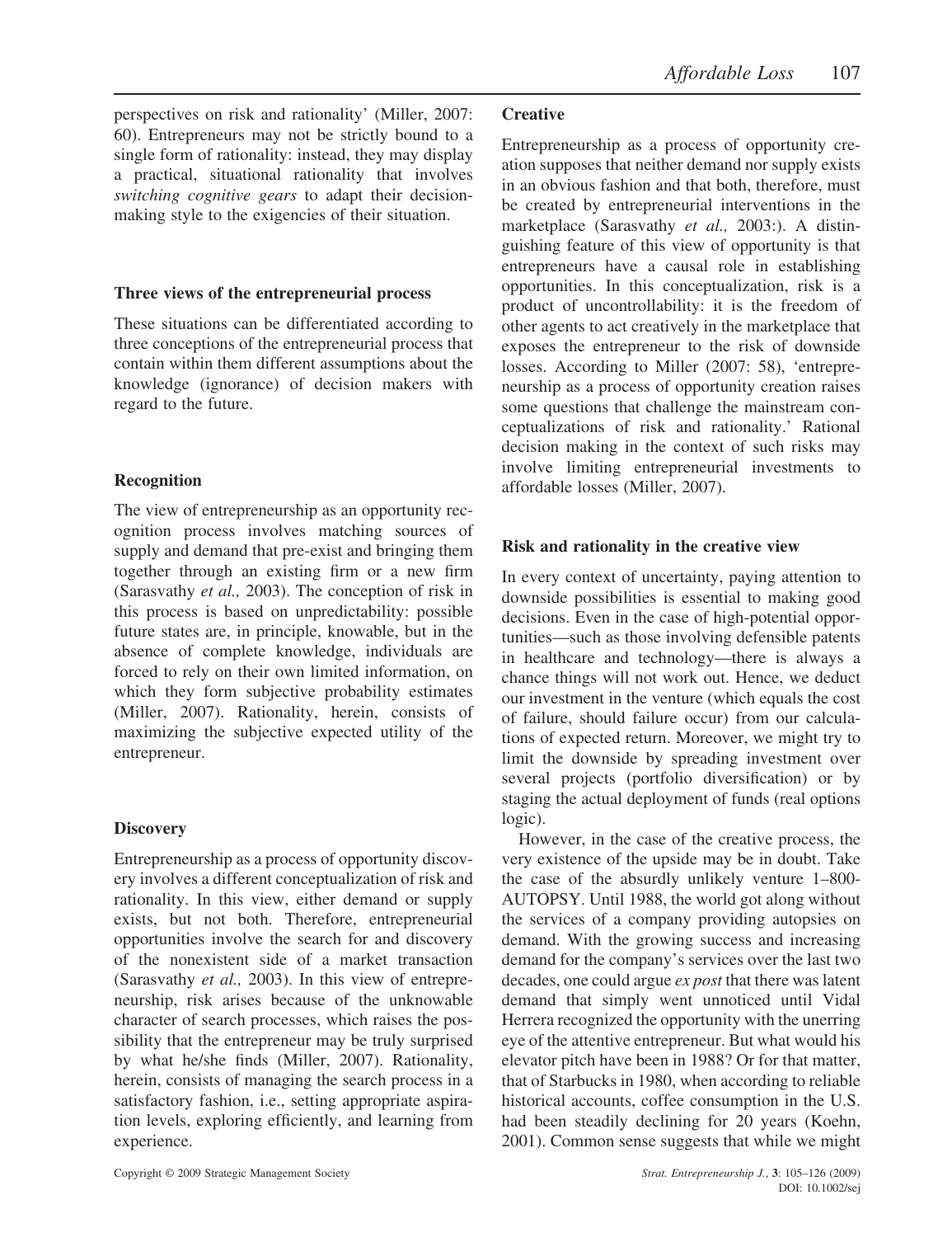perspectives on risk and rationality' (Miller, 2007: 60). Entrepreneurs may not be strictly bound to a single form of rationality: instead, they may display a practical, situational rationality that involves *switching cognitive gears* to adapt their decision-making style to the exigencies of their situation.

### Three views of the entrepreneurial process

These situations can be differentiated according to three conceptions of the entrepreneurial process that contain within them different assumptions about the knowledge (ignorance) of decision makers with regard to the future.

### Recognition

The view of entrepreneurship as an opportunity recognition process involves matching sources of supply and demand that pre-exist and bringing them together through an existing firm or a new firm (Sarasvathy *et al.,* 2003). The conception of risk in this process is based on unpredictability: possible future states are, in principle, knowable, but in the absence of complete knowledge, individuals are forced to rely on their own limited information, on which they form subjective probability estimates (Miller, 2007). Rationality, herein, consists of maximizing the subjective expected utility of the entrepreneur.

### Discovery

Entrepreneurship as a process of opportunity discovery involves a different conceptualization of risk and rationality. In this view, either demand or supply exists, but not both. Therefore, entrepreneurial opportunities involve the search for and discovery of the nonexistent side of a market transaction (Sarasvathy *et al.,* 2003). In this view of entrepreneurship, risk arises because of the unknowable character of search processes, which raises the possibility that the entrepreneur may be truly surprised by what he/she finds (Miller, 2007). Rationality, herein, consists of managing the search process in a satisfactory fashion, i.e., setting appropriate aspiration levels, exploring efficiently, and learning from experience.

### Creative

Entrepreneurship as a process of opportunity creation supposes that neither demand nor supply exists in an obvious fashion and that both, therefore, must be created by entrepreneurial interventions in the marketplace (Sarasvathy *et al.,* 2003:). A distinguishing feature of this view of opportunity is that entrepreneurs have a causal role in establishing opportunities. In this conceptualization, risk is a product of uncontrollability: it is the freedom of other agents to act creatively in the marketplace that exposes the entrepreneur to the risk of downside losses. According to Miller (2007: 58), 'entrepreneurship as a process of opportunity creation raises some questions that challenge the mainstream conceptualizations of risk and rationality.' Rational decision making in the context of such risks may involve limiting entrepreneurial investments to affordable losses (Miller, 2007).

### Risk and rationality in the creative view

In every context of uncertainty, paying attention to downside possibilities is essential to making good decisions. Even in the case of high-potential opportunities—such as those involving defensible patents in healthcare and technology—there is always a chance things will not work out. Hence, we deduct our investment in the venture (which equals the cost of failure, should failure occur) from our calculations of expected return. Moreover, we might try to limit the downside by spreading investment over several projects (portfolio diversification) or by staging the actual deployment of funds (real options logic).

However, in the case of the creative process, the very existence of the upside may be in doubt. Take the case of the absurdly unlikely venture 1–800-AUTOPSY. Until 1988, the world got along without the services of a company providing autopsies on demand. With the growing success and increasing demand for the company's services over the last two decades, one could argue *ex post* that there was latent demand that simply went unnoticed until Vidal Herrera recognized the opportunity with the unerring eye of the attentive entrepreneur. But what would his elevator pitch have been in 1988? Or for that matter, that of Starbucks in 1980, when according to reliable historical accounts, coffee consumption in the U.S. had been steadily declining for 20 years (Koehn, 2001). Common sense suggests that while we might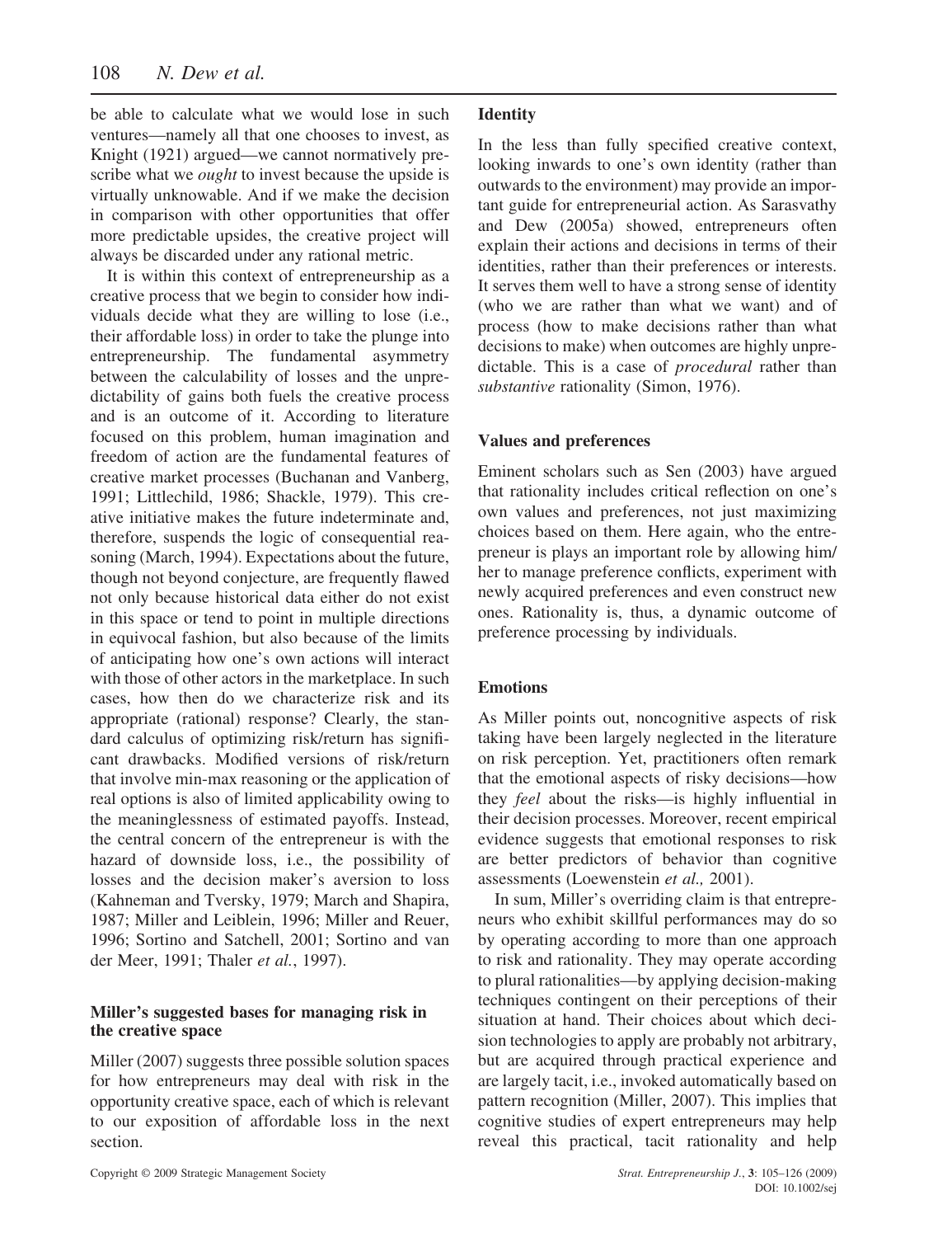be able to calculate what we would lose in such ventures—namely all that one chooses to invest, as Knight (1921) argued—we cannot normatively prescribe what we *ought* to invest because the upside is virtually unknowable. And if we make the decision in comparison with other opportunities that offer more predictable upsides, the creative project will always be discarded under any rational metric.

It is within this context of entrepreneurship as a creative process that we begin to consider how individuals decide what they are willing to lose (i.e., their affordable loss) in order to take the plunge into entrepreneurship. The fundamental asymmetry between the calculability of losses and the unpredictability of gains both fuels the creative process and is an outcome of it. According to literature focused on this problem, human imagination and freedom of action are the fundamental features of creative market processes (Buchanan and Vanberg, 1991; Littlechild, 1986; Shackle, 1979). This creative initiative makes the future indeterminate and, therefore, suspends the logic of consequential reasoning (March, 1994). Expectations about the future, though not beyond conjecture, are frequently flawed not only because historical data either do not exist in this space or tend to point in multiple directions in equivocal fashion, but also because of the limits of anticipating how one's own actions will interact with those of other actors in the marketplace. In such cases, how then do we characterize risk and its appropriate (rational) response? Clearly, the standard calculus of optimizing risk/return has significant drawbacks. Modified versions of risk/return that involve min-max reasoning or the application of real options is also of limited applicability owing to the meaninglessness of estimated payoffs. Instead, the central concern of the entrepreneur is with the hazard of downside loss, i.e., the possibility of losses and the decision maker's aversion to loss (Kahneman and Tversky, 1979; March and Shapira, 1987; Miller and Leiblein, 1996; Miller and Reuer, 1996; Sortino and Satchell, 2001; Sortino and van der Meer, 1991; Thaler *et al.*, 1997).

### Miller's suggested bases for managing risk in the creative space

Miller (2007) suggests three possible solution spaces for how entrepreneurs may deal with risk in the opportunity creative space, each of which is relevant to our exposition of affordable loss in the next section.

### Identity

In the less than fully specified creative context, looking inwards to one's own identity (rather than outwards to the environment) may provide an important guide for entrepreneurial action. As Sarasvathy and Dew (2005a) showed, entrepreneurs often explain their actions and decisions in terms of their identities, rather than their preferences or interests. It serves them well to have a strong sense of identity (who we are rather than what we want) and of process (how to make decisions rather than what decisions to make) when outcomes are highly unpredictable. This is a case of *procedural* rather than *substantive* rationality (Simon, 1976).

### Values and preferences

Eminent scholars such as Sen (2003) have argued that rationality includes critical reflection on one's own values and preferences, not just maximizing choices based on them. Here again, who the entrepreneur is plays an important role by allowing him/her to manage preference conflicts, experiment with newly acquired preferences and even construct new ones. Rationality is, thus, a dynamic outcome of preference processing by individuals.

### Emotions

As Miller points out, noncognitive aspects of risk taking have been largely neglected in the literature on risk perception. Yet, practitioners often remark that the emotional aspects of risky decisions—how they *feel* about the risks—is highly influential in their decision processes. Moreover, recent empirical evidence suggests that emotional responses to risk are better predictors of behavior than cognitive assessments (Loewenstein *et al.,* 2001).

In sum, Miller's overriding claim is that entrepreneurs who exhibit skillful performances may do so by operating according to more than one approach to risk and rationality. They may operate according to plural rationalities—by applying decision-making techniques contingent on their perceptions of their situation at hand. Their choices about which decision technologies to apply are probably not arbitrary, but are acquired through practical experience and are largely tacit, i.e., invoked automatically based on pattern recognition (Miller, 2007). This implies that cognitive studies of expert entrepreneurs may help reveal this practical, tacit rationality and help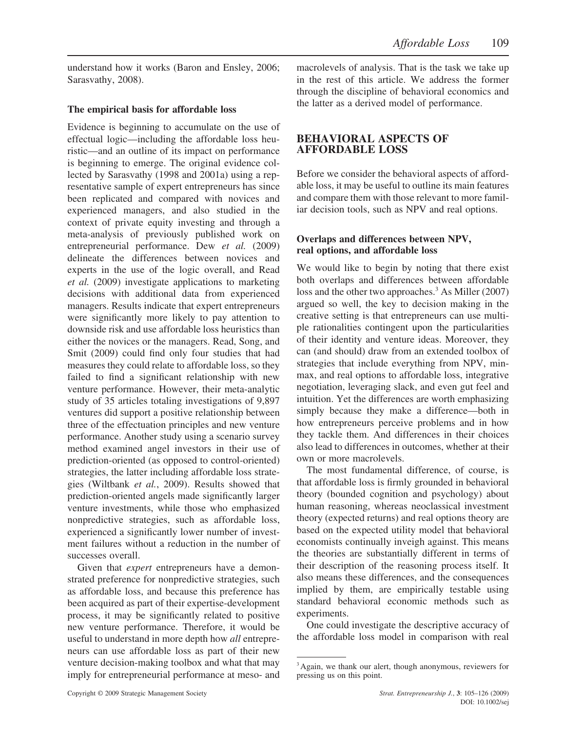understand how it works (Baron and Ensley, 2006; Sarasvathy, 2008).

### The empirical basis for affordable loss

Evidence is beginning to accumulate on the use of effectual logic—including the affordable loss heuristic—and an outline of its impact on performance is beginning to emerge. The original evidence collected by Sarasvathy (1998 and 2001a) using a representative sample of expert entrepreneurs has since been replicated and compared with novices and experienced managers, and also studied in the context of private equity investing and through a meta-analysis of previously published work on entrepreneurial performance. Dew *et al.* (2009) delineate the differences between novices and experts in the use of the logic overall, and Read *et al.* (2009) investigate applications to marketing decisions with additional data from experienced managers. Results indicate that expert entrepreneurs were significantly more likely to pay attention to downside risk and use affordable loss heuristics than either the novices or the managers. Read, Song, and Smit (2009) could find only four studies that had measures they could relate to affordable loss, so they failed to find a significant relationship with new venture performance. However, their meta-analytic study of 35 articles totaling investigations of 9,897 ventures did support a positive relationship between three of the effectuation principles and new venture performance. Another study using a scenario survey method examined angel investors in their use of prediction-oriented (as opposed to control-oriented) strategies, the latter including affordable loss strategies (Wiltbank *et al.*, 2009). Results showed that prediction-oriented angels made significantly larger venture investments, while those who emphasized nonpredictive strategies, such as affordable loss, experienced a significantly lower number of investment failures without a reduction in the number of successes overall.

Given that *expert* entrepreneurs have a demonstrated preference for nonpredictive strategies, such as affordable loss, and because this preference has been acquired as part of their expertise-development process, it may be significantly related to positive new venture performance. Therefore, it would be useful to understand in more depth how *all* entrepreneurs can use affordable loss as part of their new venture decision-making toolbox and what that may imply for entrepreneurial performance at meso- and macrolevels of analysis. That is the task we take up in the rest of this article. We address the former through the discipline of behavioral economics and the latter as a derived model of performance.

## BEHAVIORAL ASPECTS OF AFFORDABLE LOSS

Before we consider the behavioral aspects of affordable loss, it may be useful to outline its main features and compare them with those relevant to more familiar decision tools, such as NPV and real options.

### Overlaps and differences between NPV, real options, and affordable loss

We would like to begin by noting that there exist both overlaps and differences between affordable loss and the other two approaches.[3] As Miller (2007) argued so well, the key to decision making in the creative setting is that entrepreneurs can use multiple rationalities contingent upon the particularities of their identity and venture ideas. Moreover, they can (and should) draw from an extended toolbox of strategies that include everything from NPV, minmax, and real options to affordable loss, integrative negotiation, leveraging slack, and even gut feel and intuition. Yet the differences are worth emphasizing simply because they make a difference—both in how entrepreneurs perceive problems and in how they tackle them. And differences in their choices also lead to differences in outcomes, whether at their own or more macrolevels.

The most fundamental difference, of course, is that affordable loss is firmly grounded in behavioral theory (bounded cognition and psychology) about human reasoning, whereas neoclassical investment theory (expected returns) and real options theory are based on the expected utility model that behavioral economists continually inveigh against. This means the theories are substantially different in terms of their description of the reasoning process itself. It also means these differences, and the consequences implied by them, are empirically testable using standard behavioral economic methods such as experiments.

One could investigate the descriptive accuracy of the affordable loss model in comparison with real

[3] Again, we thank our alert, though anonymous, reviewers for pressing us on this point.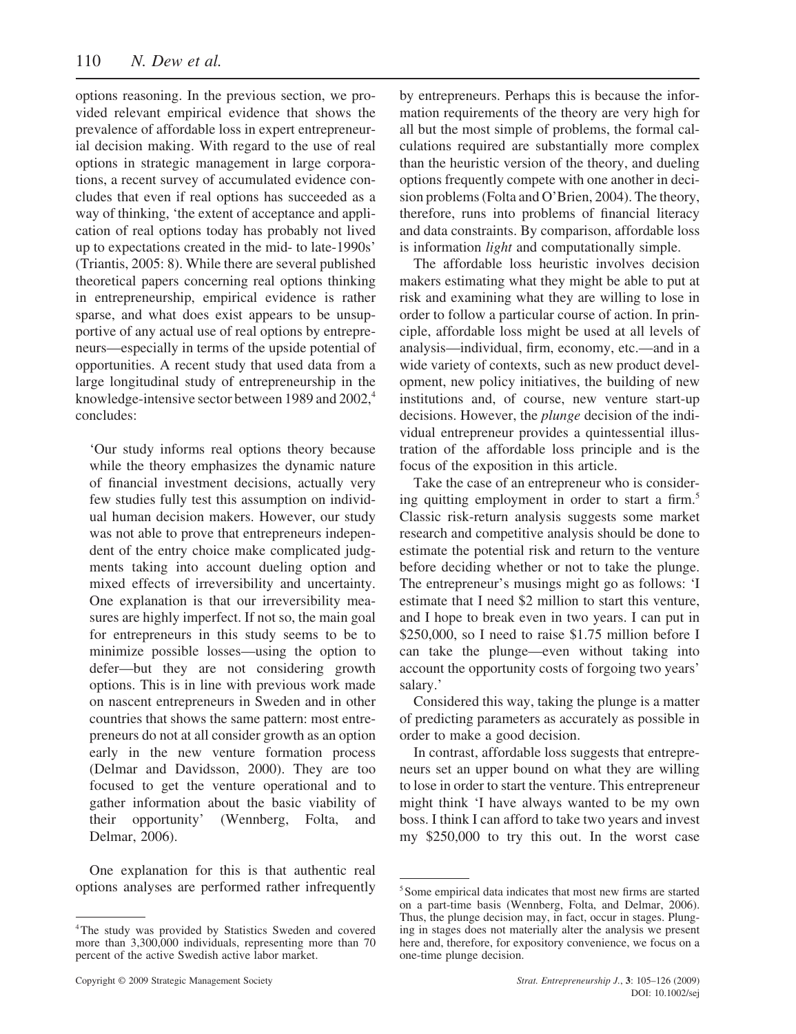options reasoning. In the previous section, we provided relevant empirical evidence that shows the prevalence of affordable loss in expert entrepreneurial decision making. With regard to the use of real options in strategic management in large corporations, a recent survey of accumulated evidence concludes that even if real options has succeeded as a way of thinking, 'the extent of acceptance and application of real options today has probably not lived up to expectations created in the mid- to late-1990s' (Triantis, 2005: 8). While there are several published theoretical papers concerning real options thinking in entrepreneurship, empirical evidence is rather sparse, and what does exist appears to be unsupportive of any actual use of real options by entrepreneurs—especially in terms of the upside potential of opportunities. A recent study that used data from a large longitudinal study of entrepreneurship in the knowledge-intensive sector between 1989 and 2002,[4] concludes:

> 'Our study informs real options theory because while the theory emphasizes the dynamic nature of financial investment decisions, actually very few studies fully test this assumption on individual human decision makers. However, our study was not able to prove that entrepreneurs independent of the entry choice make complicated judgments taking into account dueling option and mixed effects of irreversibility and uncertainty. One explanation is that our irreversibility measures are highly imperfect. If not so, the main goal for entrepreneurs in this study seems to be to minimize possible losses—using the option to defer—but they are not considering growth options. This is in line with previous work made on nascent entrepreneurs in Sweden and in other countries that shows the same pattern: most entrepreneurs do not at all consider growth as an option early in the new venture formation process (Delmar and Davidsson, 2000). They are too focused to get the venture operational and to gather information about the basic viability of their opportunity' (Wennberg, Folta, and Delmar, 2006).

One explanation for this is that authentic real options analyses are performed rather infrequently by entrepreneurs. Perhaps this is because the information requirements of the theory are very high for all but the most simple of problems, the formal calculations required are substantially more complex than the heuristic version of the theory, and dueling options frequently compete with one another in decision problems (Folta and O'Brien, 2004). The theory, therefore, runs into problems of financial literacy and data constraints. By comparison, affordable loss is information *light* and computationally simple.

The affordable loss heuristic involves decision makers estimating what they might be able to put at risk and examining what they are willing to lose in order to follow a particular course of action. In principle, affordable loss might be used at all levels of analysis—individual, firm, economy, etc.—and in a wide variety of contexts, such as new product development, new policy initiatives, the building of new institutions and, of course, new venture start-up decisions. However, the *plunge* decision of the individual entrepreneur provides a quintessential illustration of the affordable loss principle and is the focus of the exposition in this article.

Take the case of an entrepreneur who is considering quitting employment in order to start a firm.[5] Classic risk-return analysis suggests some market research and competitive analysis should be done to estimate the potential risk and return to the venture before deciding whether or not to take the plunge. The entrepreneur's musings might go as follows: 'I estimate that I need $2 million to start this venture, and I hope to break even in two years. I can put in $250,000, so I need to raise $1.75 million before I can take the plunge—even without taking into account the opportunity costs of forgoing two years' salary.'

Considered this way, taking the plunge is a matter of predicting parameters as accurately as possible in order to make a good decision.

In contrast, affordable loss suggests that entrepreneurs set an upper bound on what they are willing to lose in order to start the venture. This entrepreneur might think 'I have always wanted to be my own boss. I think I can afford to take two years and invest my $250,000 to try this out. In the worst case

---

[4] The study was provided by Statistics Sweden and covered more than 3,300,000 individuals, representing more than 70 percent of the active Swedish active labor market.

[5] Some empirical data indicates that most new firms are started on a part-time basis (Wennberg, Folta, and Delmar, 2006). Thus, the plunge decision may, in fact, occur in stages. Plunging in stages does not materially alter the analysis we present here and, therefore, for expository convenience, we focus on a one-time plunge decision.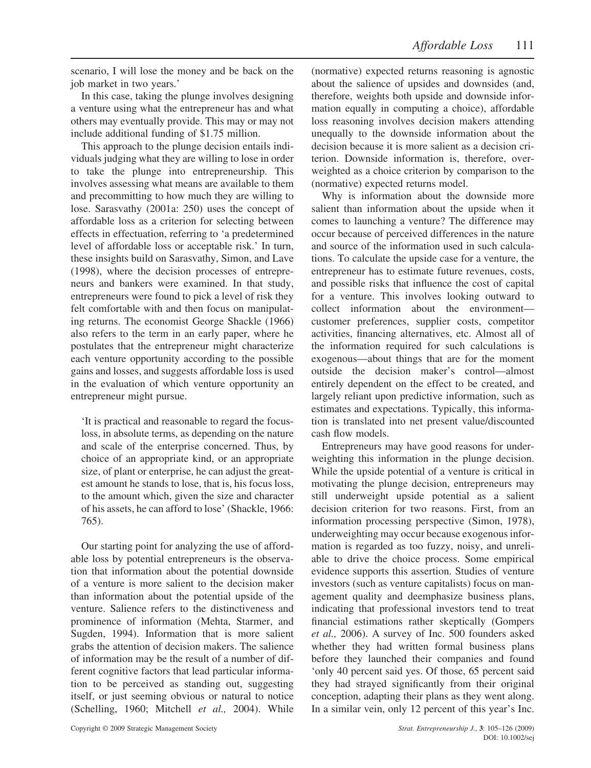scenario, I will lose the money and be back on the job market in two years.'

In this case, taking the plunge involves designing a venture using what the entrepreneur has and what others may eventually provide. This may or may not include additional funding of $1.75 million.

This approach to the plunge decision entails individuals judging what they are willing to lose in order to take the plunge into entrepreneurship. This involves assessing what means are available to them and precommitting to how much they are willing to lose. Sarasvathy (2001a: 250) uses the concept of affordable loss as a criterion for selecting between effects in effectuation, referring to 'a predetermined level of affordable loss or acceptable risk.' In turn, these insights build on Sarasvathy, Simon, and Lave (1998), where the decision processes of entrepreneurs and bankers were examined. In that study, entrepreneurs were found to pick a level of risk they felt comfortable with and then focus on manipulating returns. The economist George Shackle (1966) also refers to the term in an early paper, where he postulates that the entrepreneur might characterize each venture opportunity according to the possible gains and losses, and suggests affordable loss is used in the evaluation of which venture opportunity an entrepreneur might pursue.

> 'It is practical and reasonable to regard the focus-loss, in absolute terms, as depending on the nature and scale of the enterprise concerned. Thus, by choice of an appropriate kind, or an appropriate size, of plant or enterprise, he can adjust the greatest amount he stands to lose, that is, his focus loss, to the amount which, given the size and character of his assets, he can afford to lose' (Shackle, 1966: 765).

Our starting point for analyzing the use of affordable loss by potential entrepreneurs is the observation that information about the potential downside of a venture is more salient to the decision maker than information about the potential upside of the venture. Salience refers to the distinctiveness and prominence of information (Mehta, Starmer, and Sugden, 1994). Information that is more salient grabs the attention of decision makers. The salience of information may be the result of a number of different cognitive factors that lead particular information to be perceived as standing out, suggesting itself, or just seeming obvious or natural to notice (Schelling, 1960; Mitchell *et al.,* 2004). While (normative) expected returns reasoning is agnostic about the salience of upsides and downsides (and, therefore, weights both upside and downside information equally in computing a choice), affordable loss reasoning involves decision makers attending unequally to the downside information about the decision because it is more salient as a decision criterion. Downside information is, therefore, overweighted as a choice criterion by comparison to the (normative) expected returns model.

Why is information about the downside more salient than information about the upside when it comes to launching a venture? The difference may occur because of perceived differences in the nature and source of the information used in such calculations. To calculate the upside case for a venture, the entrepreneur has to estimate future revenues, costs, and possible risks that influence the cost of capital for a venture. This involves looking outward to collect information about the environment—customer preferences, supplier costs, competitor activities, financing alternatives, etc. Almost all of the information required for such calculations is exogenous—about things that are for the moment outside the decision maker's control—almost entirely dependent on the effect to be created, and largely reliant upon predictive information, such as estimates and expectations. Typically, this information is translated into net present value/discounted cash flow models.

Entrepreneurs may have good reasons for underweighting this information in the plunge decision. While the upside potential of a venture is critical in motivating the plunge decision, entrepreneurs may still underweight upside potential as a salient decision criterion for two reasons. First, from an information processing perspective (Simon, 1978), underweighting may occur because exogenous information is regarded as too fuzzy, noisy, and unreliable to drive the choice process. Some empirical evidence supports this assertion. Studies of venture investors (such as venture capitalists) focus on management quality and deemphasize business plans, indicating that professional investors tend to treat financial estimations rather skeptically (Gompers *et al.,* 2006). A survey of Inc. 500 founders asked whether they had written formal business plans before they launched their companies and found 'only 40 percent said yes. Of those, 65 percent said they had strayed significantly from their original conception, adapting their plans as they went along. In a similar vein, only 12 percent of this year's Inc.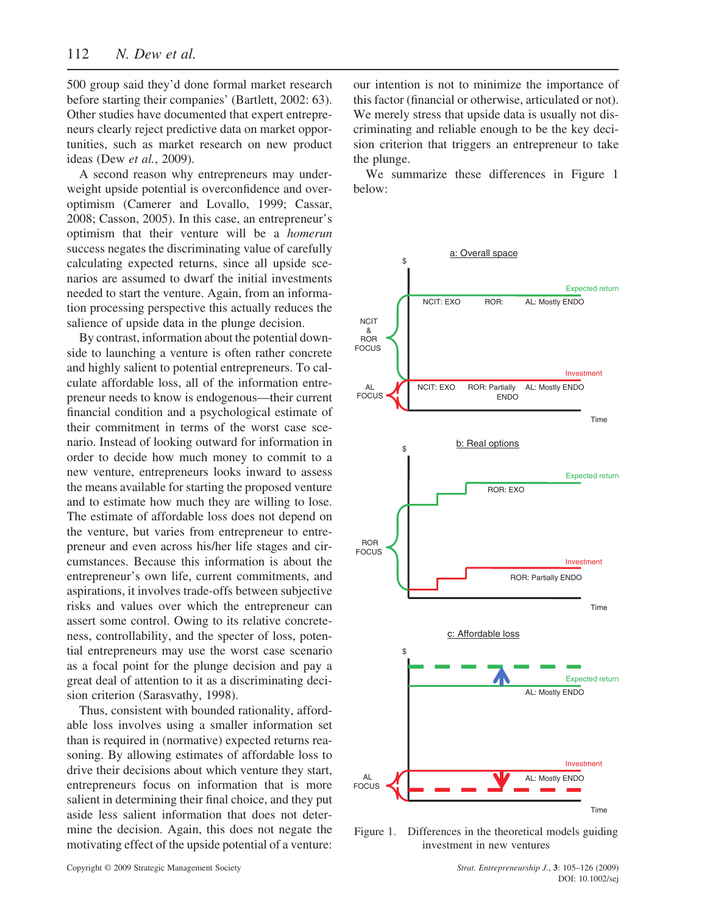500 group said they'd done formal market research before starting their companies' (Bartlett, 2002: 63). Other studies have documented that expert entrepreneurs clearly reject predictive data on market opportunities, such as market research on new product ideas (Dew *et al.*, 2009).

A second reason why entrepreneurs may underweight upside potential is overconfidence and overoptimism (Camerer and Lovallo, 1999; Cassar, 2008; Casson, 2005). In this case, an entrepreneur's optimism that their venture will be a *homerun* success negates the discriminating value of carefully calculating expected returns, since all upside scenarios are assumed to dwarf the initial investments needed to start the venture. Again, from an information processing perspective this actually reduces the salience of upside data in the plunge decision.

By contrast, information about the potential downside to launching a venture is often rather concrete and highly salient to potential entrepreneurs. To calculate affordable loss, all of the information entrepreneur needs to know is endogenous—their current financial condition and a psychological estimate of their commitment in terms of the worst case scenario. Instead of looking outward for information in order to decide how much money to commit to a new venture, entrepreneurs looks inward to assess the means available for starting the proposed venture and to estimate how much they are willing to lose. The estimate of affordable loss does not depend on the venture, but varies from entrepreneur to entrepreneur and even across his/her life stages and circumstances. Because this information is about the entrepreneur's own life, current commitments, and aspirations, it involves trade-offs between subjective risks and values over which the entrepreneur can assert some control. Owing to its relative concreteness, controllability, and the specter of loss, potential entrepreneurs may use the worst case scenario as a focal point for the plunge decision and pay a great deal of attention to it as a discriminating decision criterion (Sarasvathy, 1998).

Thus, consistent with bounded rationality, affordable loss involves using a smaller information set than is required in (normative) expected returns reasoning. By allowing estimates of affordable loss to drive their decisions about which venture they start, entrepreneurs focus on information that is more salient in determining their final choice, and they put aside less salient information that does not determine the decision. Again, this does not negate the motivating effect of the upside potential of a venture: our intention is not to minimize the importance of this factor (financial or otherwise, articulated or not). We merely stress that upside data is usually not discriminating and reliable enough to be the key decision criterion that triggers an entrepreneur to take the plunge.

We summarize these differences in Figure 1 below:

a: Overall space

$

Expected return

NCIT: EXO ROR: AL: Mostly ENDO

NCIT & ROR FOCUS

Investment

AL FOCUS

NCIT: EXO ROR: Partially ENDO AL: Mostly ENDO

Time

b: Real options

$

Expected return

ROR: EXO

ROR FOCUS

Investment

ROR: Partially ENDO

Time

c: Affordable loss

$

Expected return

AL: Mostly ENDO

Investment

AL FOCUS

AL: Mostly ENDO

Time

Figure 1. Differences in the theoretical models guiding investment in new ventures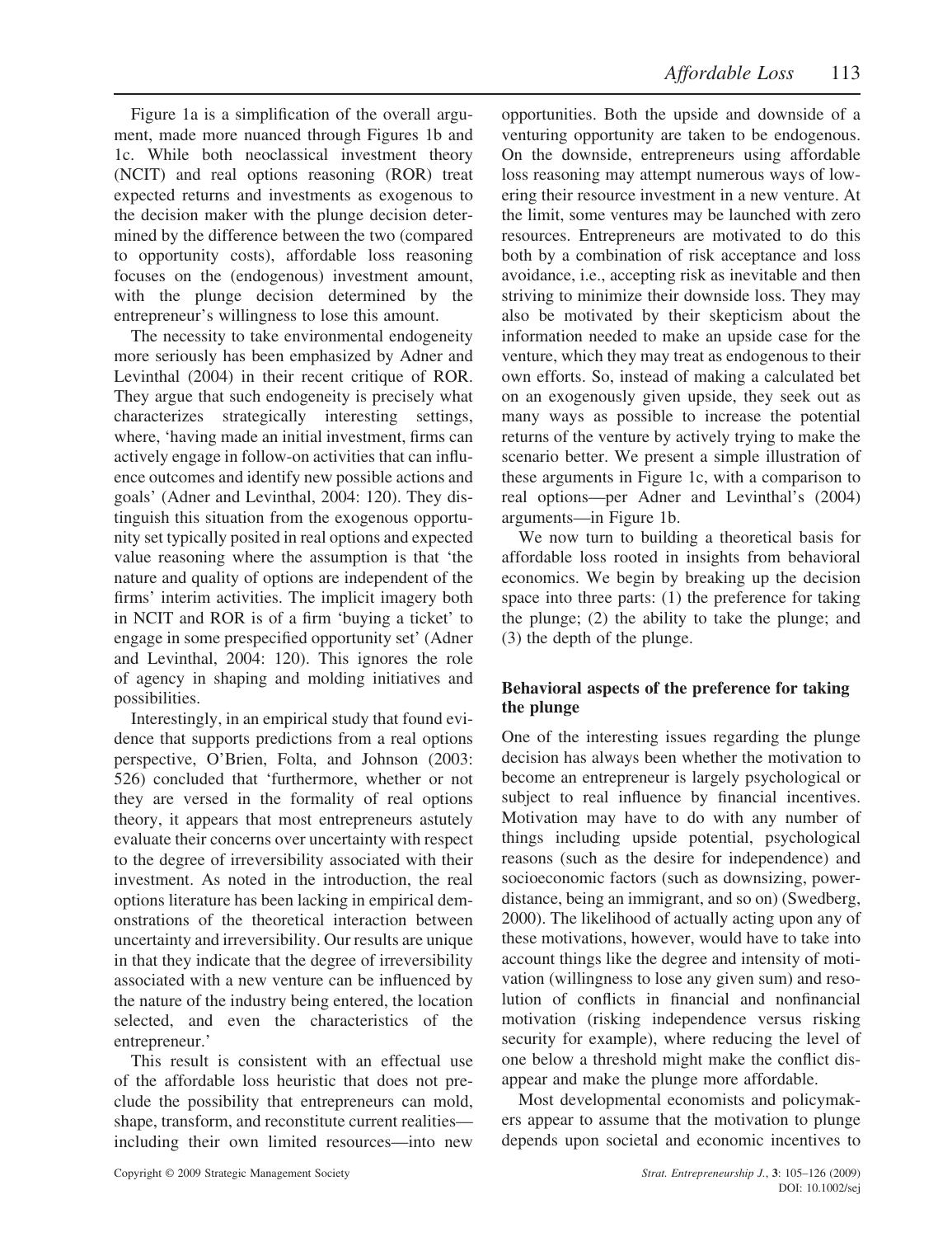Figure 1a is a simplification of the overall argument, made more nuanced through Figures 1b and 1c. While both neoclassical investment theory (NCIT) and real options reasoning (ROR) treat expected returns and investments as exogenous to the decision maker with the plunge decision determined by the difference between the two (compared to opportunity costs), affordable loss reasoning focuses on the (endogenous) investment amount, with the plunge decision determined by the entrepreneur's willingness to lose this amount.

The necessity to take environmental endogeneity more seriously has been emphasized by Adner and Levinthal (2004) in their recent critique of ROR. They argue that such endogeneity is precisely what characterizes strategically interesting settings, where, 'having made an initial investment, firms can actively engage in follow-on activities that can influence outcomes and identify new possible actions and goals' (Adner and Levinthal, 2004: 120). They distinguish this situation from the exogenous opportunity set typically posited in real options and expected value reasoning where the assumption is that 'the nature and quality of options are independent of the firms' interim activities. The implicit imagery both in NCIT and ROR is of a firm 'buying a ticket' to engage in some prespecified opportunity set' (Adner and Levinthal, 2004: 120). This ignores the role of agency in shaping and molding initiatives and possibilities.

Interestingly, in an empirical study that found evidence that supports predictions from a real options perspective, O'Brien, Folta, and Johnson (2003: 526) concluded that 'furthermore, whether or not they are versed in the formality of real options theory, it appears that most entrepreneurs astutely evaluate their concerns over uncertainty with respect to the degree of irreversibility associated with their investment. As noted in the introduction, the real options literature has been lacking in empirical demonstrations of the theoretical interaction between uncertainty and irreversibility. Our results are unique in that they indicate that the degree of irreversibility associated with a new venture can be influenced by the nature of the industry being entered, the location selected, and even the characteristics of the entrepreneur.'

This result is consistent with an effectual use of the affordable loss heuristic that does not preclude the possibility that entrepreneurs can mold, shape, transform, and reconstitute current realities—including their own limited resources—into new opportunities. Both the upside and downside of a venturing opportunity are taken to be endogenous. On the downside, entrepreneurs using affordable loss reasoning may attempt numerous ways of lowering their resource investment in a new venture. At the limit, some ventures may be launched with zero resources. Entrepreneurs are motivated to do this both by a combination of risk acceptance and loss avoidance, i.e., accepting risk as inevitable and then striving to minimize their downside loss. They may also be motivated by their skepticism about the information needed to make an upside case for the venture, which they may treat as endogenous to their own efforts. So, instead of making a calculated bet on an exogenously given upside, they seek out as many ways as possible to increase the potential returns of the venture by actively trying to make the scenario better. We present a simple illustration of these arguments in Figure 1c, with a comparison to real options—per Adner and Levinthal's (2004) arguments—in Figure 1b.

We now turn to building a theoretical basis for affordable loss rooted in insights from behavioral economics. We begin by breaking up the decision space into three parts: (1) the preference for taking the plunge; (2) the ability to take the plunge; and (3) the depth of the plunge.

## Behavioral aspects of the preference for taking the plunge

One of the interesting issues regarding the plunge decision has always been whether the motivation to become an entrepreneur is largely psychological or subject to real influence by financial incentives. Motivation may have to do with any number of things including upside potential, psychological reasons (such as the desire for independence) and socioeconomic factors (such as downsizing, power-distance, being an immigrant, and so on) (Swedberg, 2000). The likelihood of actually acting upon any of these motivations, however, would have to take into account things like the degree and intensity of motivation (willingness to lose any given sum) and resolution of conflicts in financial and nonfinancial motivation (risking independence versus risking security for example), where reducing the level of one below a threshold might make the conflict disappear and make the plunge more affordable.

Most developmental economists and policymakers appear to assume that the motivation to plunge depends upon societal and economic incentives to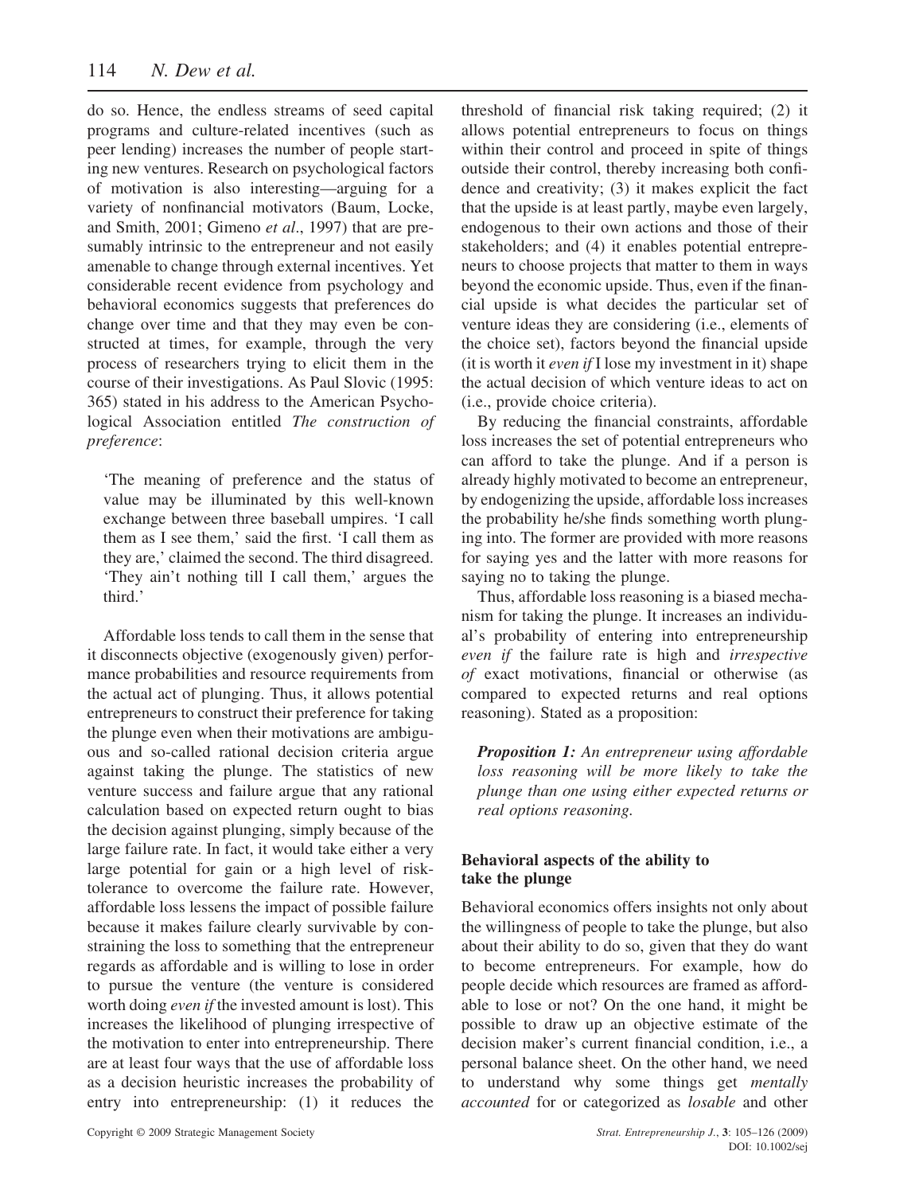do so. Hence, the endless streams of seed capital programs and culture-related incentives (such as peer lending) increases the number of people starting new ventures. Research on psychological factors of motivation is also interesting—arguing for a variety of nonfinancial motivators (Baum, Locke, and Smith, 2001; Gimeno *et al*., 1997) that are presumably intrinsic to the entrepreneur and not easily amenable to change through external incentives. Yet considerable recent evidence from psychology and behavioral economics suggests that preferences do change over time and that they may even be constructed at times, for example, through the very process of researchers trying to elicit them in the course of their investigations. As Paul Slovic (1995: 365) stated in his address to the American Psychological Association entitled *The construction of preference*:

> 'The meaning of preference and the status of value may be illuminated by this well-known exchange between three baseball umpires. 'I call them as I see them,' said the first. 'I call them as they are,' claimed the second. The third disagreed. 'They ain't nothing till I call them,' argues the third.'

Affordable loss tends to call them in the sense that it disconnects objective (exogenously given) performance probabilities and resource requirements from the actual act of plunging. Thus, it allows potential entrepreneurs to construct their preference for taking the plunge even when their motivations are ambiguous and so-called rational decision criteria argue against taking the plunge. The statistics of new venture success and failure argue that any rational calculation based on expected return ought to bias the decision against plunging, simply because of the large failure rate. In fact, it would take either a very large potential for gain or a high level of risk-tolerance to overcome the failure rate. However, affordable loss lessens the impact of possible failure because it makes failure clearly survivable by constraining the loss to something that the entrepreneur regards as affordable and is willing to lose in order to pursue the venture (the venture is considered worth doing *even if* the invested amount is lost). This increases the likelihood of plunging irrespective of the motivation to enter into entrepreneurship. There are at least four ways that the use of affordable loss as a decision heuristic increases the probability of entry into entrepreneurship: (1) it reduces the threshold of financial risk taking required; (2) it allows potential entrepreneurs to focus on things within their control and proceed in spite of things outside their control, thereby increasing both confidence and creativity; (3) it makes explicit the fact that the upside is at least partly, maybe even largely, endogenous to their own actions and those of their stakeholders; and (4) it enables potential entrepreneurs to choose projects that matter to them in ways beyond the economic upside. Thus, even if the financial upside is what decides the particular set of venture ideas they are considering (i.e., elements of the choice set), factors beyond the financial upside (it is worth it *even if* I lose my investment in it) shape the actual decision of which venture ideas to act on (i.e., provide choice criteria).

By reducing the financial constraints, affordable loss increases the set of potential entrepreneurs who can afford to take the plunge. And if a person is already highly motivated to become an entrepreneur, by endogenizing the upside, affordable loss increases the probability he/she finds something worth plunging into. The former are provided with more reasons for saying yes and the latter with more reasons for saying no to taking the plunge.

Thus, affordable loss reasoning is a biased mechanism for taking the plunge. It increases an individual's probability of entering into entrepreneurship *even if* the failure rate is high and *irrespective of* exact motivations, financial or otherwise (as compared to expected returns and real options reasoning). Stated as a proposition:

> ***Proposition 1:*** *An entrepreneur using affordable loss reasoning will be more likely to take the plunge than one using either expected returns or real options reasoning.*

### Behavioral aspects of the ability to take the plunge

Behavioral economics offers insights not only about the willingness of people to take the plunge, but also about their ability to do so, given that they do want to become entrepreneurs. For example, how do people decide which resources are framed as affordable to lose or not? On the one hand, it might be possible to draw up an objective estimate of the decision maker's current financial condition, i.e., a personal balance sheet. On the other hand, we need to understand why some things get *mentally accounted* for or categorized as *losable* and other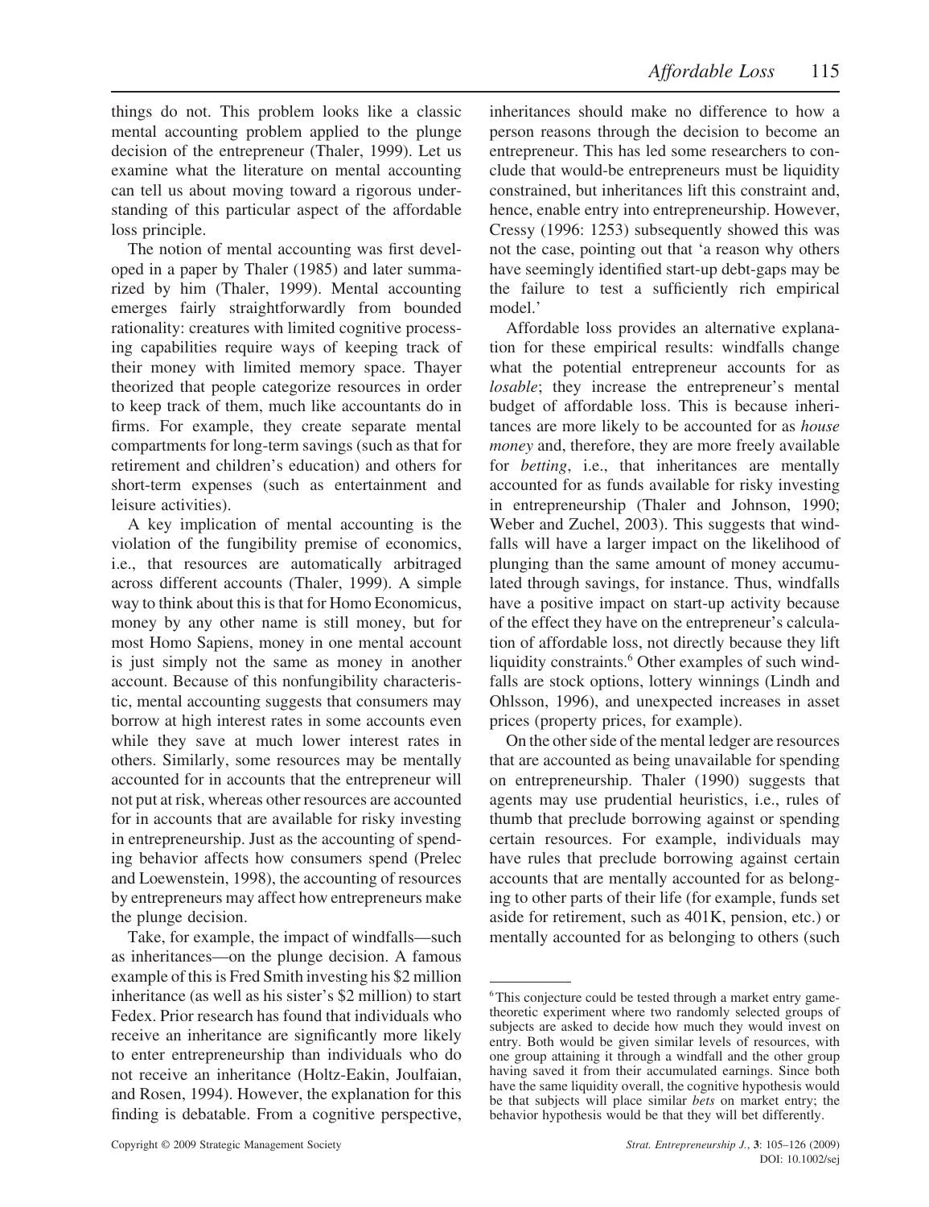things do not. This problem looks like a classic mental accounting problem applied to the plunge decision of the entrepreneur (Thaler, 1999). Let us examine what the literature on mental accounting can tell us about moving toward a rigorous understanding of this particular aspect of the affordable loss principle.

The notion of mental accounting was first developed in a paper by Thaler (1985) and later summarized by him (Thaler, 1999). Mental accounting emerges fairly straightforwardly from bounded rationality: creatures with limited cognitive processing capabilities require ways of keeping track of their money with limited memory space. Thayer theorized that people categorize resources in order to keep track of them, much like accountants do in firms. For example, they create separate mental compartments for long-term savings (such as that for retirement and children's education) and others for short-term expenses (such as entertainment and leisure activities).

A key implication of mental accounting is the violation of the fungibility premise of economics, i.e., that resources are automatically arbitraged across different accounts (Thaler, 1999). A simple way to think about this is that for Homo Economicus, money by any other name is still money, but for most Homo Sapiens, money in one mental account is just simply not the same as money in another account. Because of this nonfungibility characteristic, mental accounting suggests that consumers may borrow at high interest rates in some accounts even while they save at much lower interest rates in others. Similarly, some resources may be mentally accounted for in accounts that the entrepreneur will not put at risk, whereas other resources are accounted for in accounts that are available for risky investing in entrepreneurship. Just as the accounting of spending behavior affects how consumers spend (Prelec and Loewenstein, 1998), the accounting of resources by entrepreneurs may affect how entrepreneurs make the plunge decision.

Take, for example, the impact of windfalls—such as inheritances—on the plunge decision. A famous example of this is Fred Smith investing his $2 million inheritance (as well as his sister's $2 million) to start Fedex. Prior research has found that individuals who receive an inheritance are significantly more likely to enter entrepreneurship than individuals who do not receive an inheritance (Holtz-Eakin, Joulfaian, and Rosen, 1994). However, the explanation for this finding is debatable. From a cognitive perspective, inheritances should make no difference to how a person reasons through the decision to become an entrepreneur. This has led some researchers to conclude that would-be entrepreneurs must be liquidity constrained, but inheritances lift this constraint and, hence, enable entry into entrepreneurship. However, Cressy (1996: 1253) subsequently showed this was not the case, pointing out that 'a reason why others have seemingly identified start-up debt-gaps may be the failure to test a sufficiently rich empirical model.'

Affordable loss provides an alternative explanation for these empirical results: windfalls change what the potential entrepreneur accounts for as *losable*; they increase the entrepreneur's mental budget of affordable loss. This is because inheritances are more likely to be accounted for as *house money* and, therefore, they are more freely available for *betting*, i.e., that inheritances are mentally accounted for as funds available for risky investing in entrepreneurship (Thaler and Johnson, 1990; Weber and Zuchel, 2003). This suggests that windfalls will have a larger impact on the likelihood of plunging than the same amount of money accumulated through savings, for instance. Thus, windfalls have a positive impact on start-up activity because of the effect they have on the entrepreneur's calculation of affordable loss, not directly because they lift liquidity constraints.[6] Other examples of such windfalls are stock options, lottery winnings (Lindh and Ohlsson, 1996), and unexpected increases in asset prices (property prices, for example).

On the other side of the mental ledger are resources that are accounted as being unavailable for spending on entrepreneurship. Thaler (1990) suggests that agents may use prudential heuristics, i.e., rules of thumb that preclude borrowing against or spending certain resources. For example, individuals may have rules that preclude borrowing against certain accounts that are mentally accounted for as belonging to other parts of their life (for example, funds set aside for retirement, such as 401K, pension, etc.) or mentally accounted for as belonging to others (such

[6] This conjecture could be tested through a market entry game-theoretic experiment where two randomly selected groups of subjects are asked to decide how much they would invest on entry. Both would be given similar levels of resources, with one group attaining it through a windfall and the other group having saved it from their accumulated earnings. Since both have the same liquidity overall, the cognitive hypothesis would be that subjects will place similar *bets* on market entry; the behavior hypothesis would be that they will bet differently.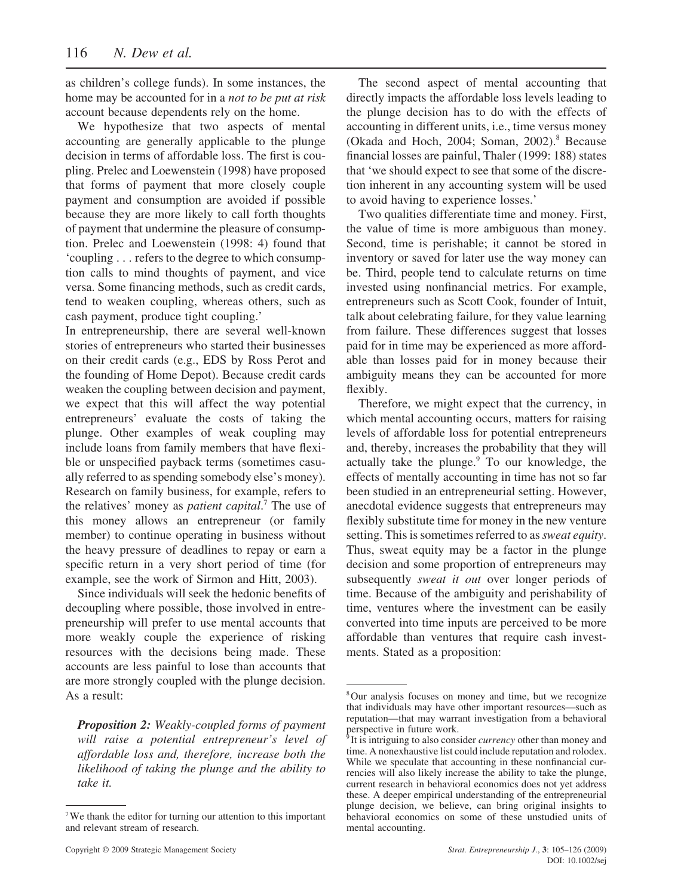as children's college funds). In some instances, the home may be accounted for in a *not to be put at risk* account because dependents rely on the home.

We hypothesize that two aspects of mental accounting are generally applicable to the plunge decision in terms of affordable loss. The first is coupling. Prelec and Loewenstein (1998) have proposed that forms of payment that more closely couple payment and consumption are avoided if possible because they are more likely to call forth thoughts of payment that undermine the pleasure of consumption. Prelec and Loewenstein (1998: 4) found that 'coupling . . . refers to the degree to which consumption calls to mind thoughts of payment, and vice versa. Some financing methods, such as credit cards, tend to weaken coupling, whereas others, such as cash payment, produce tight coupling.'

In entrepreneurship, there are several well-known stories of entrepreneurs who started their businesses on their credit cards (e.g., EDS by Ross Perot and the founding of Home Depot). Because credit cards weaken the coupling between decision and payment, we expect that this will affect the way potential entrepreneurs' evaluate the costs of taking the plunge. Other examples of weak coupling may include loans from family members that have flexible or unspecified payback terms (sometimes casually referred to as spending somebody else's money). Research on family business, for example, refers to the relatives' money as *patient capital*.[7] The use of this money allows an entrepreneur (or family member) to continue operating in business without the heavy pressure of deadlines to repay or earn a specific return in a very short period of time (for example, see the work of Sirmon and Hitt, 2003).

Since individuals will seek the hedonic benefits of decoupling where possible, those involved in entrepreneurship will prefer to use mental accounts that more weakly couple the experience of risking resources with the decisions being made. These accounts are less painful to lose than accounts that are more strongly coupled with the plunge decision. As a result:

***Proposition 2:*** *Weakly-coupled forms of payment will raise a potential entrepreneur's level of affordable loss and, therefore, increase both the likelihood of taking the plunge and the ability to take it.*

The second aspect of mental accounting that directly impacts the affordable loss levels leading to the plunge decision has to do with the effects of accounting in different units, i.e., time versus money (Okada and Hoch, 2004; Soman, 2002).[8] Because financial losses are painful, Thaler (1999: 188) states that 'we should expect to see that some of the discretion inherent in any accounting system will be used to avoid having to experience losses.'

Two qualities differentiate time and money. First, the value of time is more ambiguous than money. Second, time is perishable; it cannot be stored in inventory or saved for later use the way money can be. Third, people tend to calculate returns on time invested using nonfinancial metrics. For example, entrepreneurs such as Scott Cook, founder of Intuit, talk about celebrating failure, for they value learning from failure. These differences suggest that losses paid for in time may be experienced as more affordable than losses paid for in money because their ambiguity means they can be accounted for more flexibly.

Therefore, we might expect that the currency, in which mental accounting occurs, matters for raising levels of affordable loss for potential entrepreneurs and, thereby, increases the probability that they will actually take the plunge.[9] To our knowledge, the effects of mentally accounting in time has not so far been studied in an entrepreneurial setting. However, anecdotal evidence suggests that entrepreneurs may flexibly substitute time for money in the new venture setting. This is sometimes referred to as *sweat equity*. Thus, sweat equity may be a factor in the plunge decision and some proportion of entrepreneurs may subsequently *sweat it out* over longer periods of time. Because of the ambiguity and perishability of time, ventures where the investment can be easily converted into time inputs are perceived to be more affordable than ventures that require cash investments. Stated as a proposition:

---

[7] We thank the editor for turning our attention to this important and relevant stream of research.

[8] Our analysis focuses on money and time, but we recognize that individuals may have other important resources—such as reputation—that may warrant investigation from a behavioral perspective in future work.

[9] It is intriguing to also consider *currency* other than money and time. A nonexhaustive list could include reputation and rolodex. While we speculate that accounting in these nonfinancial currencies will also likely increase the ability to take the plunge, current research in behavioral economics does not yet address these. A deeper empirical understanding of the entrepreneurial plunge decision, we believe, can bring original insights to behavioral economics on some of these unstudied units of mental accounting.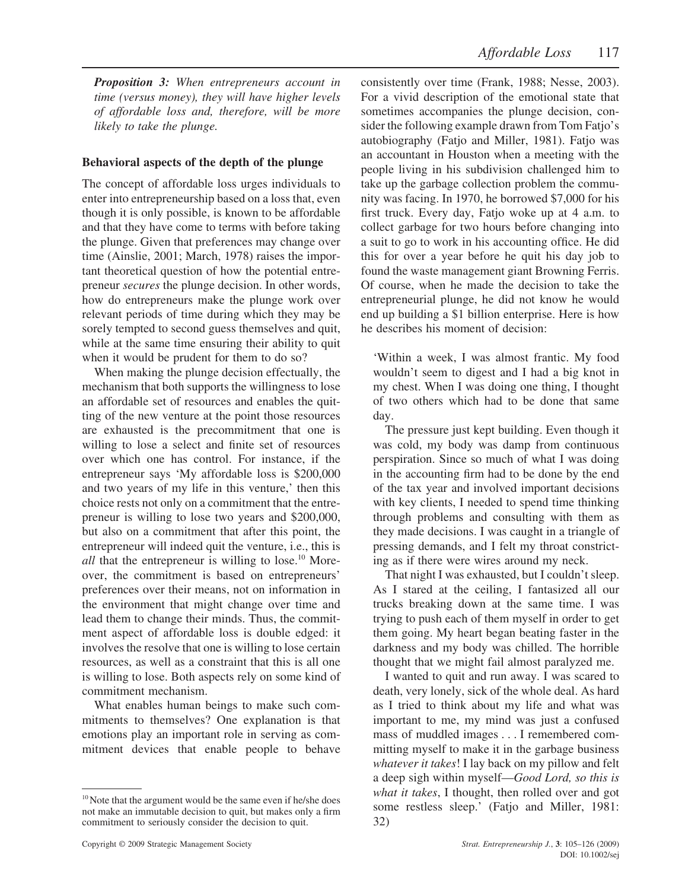***Proposition 3:*** *When entrepreneurs account in time (versus money), they will have higher levels of affordable loss and, therefore, will be more likely to take the plunge.*

### Behavioral aspects of the depth of the plunge

The concept of affordable loss urges individuals to enter into entrepreneurship based on a loss that, even though it is only possible, is known to be affordable and that they have come to terms with before taking the plunge. Given that preferences may change over time (Ainslie, 2001; March, 1978) raises the important theoretical question of how the potential entrepreneur *secures* the plunge decision. In other words, how do entrepreneurs make the plunge work over relevant periods of time during which they may be sorely tempted to second guess themselves and quit, while at the same time ensuring their ability to quit when it would be prudent for them to do so?

When making the plunge decision effectually, the mechanism that both supports the willingness to lose an affordable set of resources and enables the quitting of the new venture at the point those resources are exhausted is the precommitment that one is willing to lose a select and finite set of resources over which one has control. For instance, if the entrepreneur says 'My affordable loss is $200,000 and two years of my life in this venture,' then this choice rests not only on a commitment that the entrepreneur is willing to lose two years and $200,000, but also on a commitment that after this point, the entrepreneur will indeed quit the venture, i.e., this is *all* that the entrepreneur is willing to lose.[10] Moreover, the commitment is based on entrepreneurs' preferences over their means, not on information in the environment that might change over time and lead them to change their minds. Thus, the commitment aspect of affordable loss is double edged: it involves the resolve that one is willing to lose certain resources, as well as a constraint that this is all one is willing to lose. Both aspects rely on some kind of commitment mechanism.

What enables human beings to make such commitments to themselves? One explanation is that emotions play an important role in serving as commitment devices that enable people to behave consistently over time (Frank, 1988; Nesse, 2003). For a vivid description of the emotional state that sometimes accompanies the plunge decision, consider the following example drawn from Tom Fatjo's autobiography (Fatjo and Miller, 1981). Fatjo was an accountant in Houston when a meeting with the people living in his subdivision challenged him to take up the garbage collection problem the community was facing. In 1970, he borrowed $7,000 for his first truck. Every day, Fatjo woke up at 4 a.m. to collect garbage for two hours before changing into a suit to go to work in his accounting office. He did this for over a year before he quit his day job to found the waste management giant Browning Ferris. Of course, when he made the decision to take the entrepreneurial plunge, he did not know he would end up building a $1 billion enterprise. Here is how he describes his moment of decision:

> 'Within a week, I was almost frantic. My food wouldn't seem to digest and I had a big knot in my chest. When I was doing one thing, I thought of two others which had to be done that same day.
>
> The pressure just kept building. Even though it was cold, my body was damp from continuous perspiration. Since so much of what I was doing in the accounting firm had to be done by the end of the tax year and involved important decisions with key clients, I needed to spend time thinking through problems and consulting with them as they made decisions. I was caught in a triangle of pressing demands, and I felt my throat constricting as if there were wires around my neck.
>
> That night I was exhausted, but I couldn't sleep. As I stared at the ceiling, I fantasized all our trucks breaking down at the same time. I was trying to push each of them myself in order to get them going. My heart began beating faster in the darkness and my body was chilled. The horrible thought that we might fail almost paralyzed me.
>
> I wanted to quit and run away. I was scared to death, very lonely, sick of the whole deal. As hard as I tried to think about my life and what was important to me, my mind was just a confused mass of muddled images . . . I remembered committing myself to make it in the garbage business *whatever it takes*! I lay back on my pillow and felt a deep sigh within myself—*Good Lord, so this is what it takes*, I thought, then rolled over and got some restless sleep.' (Fatjo and Miller, 1981: 32)

---

[10] Note that the argument would be the same even if he/she does not make an immutable decision to quit, but makes only a firm commitment to seriously consider the decision to quit.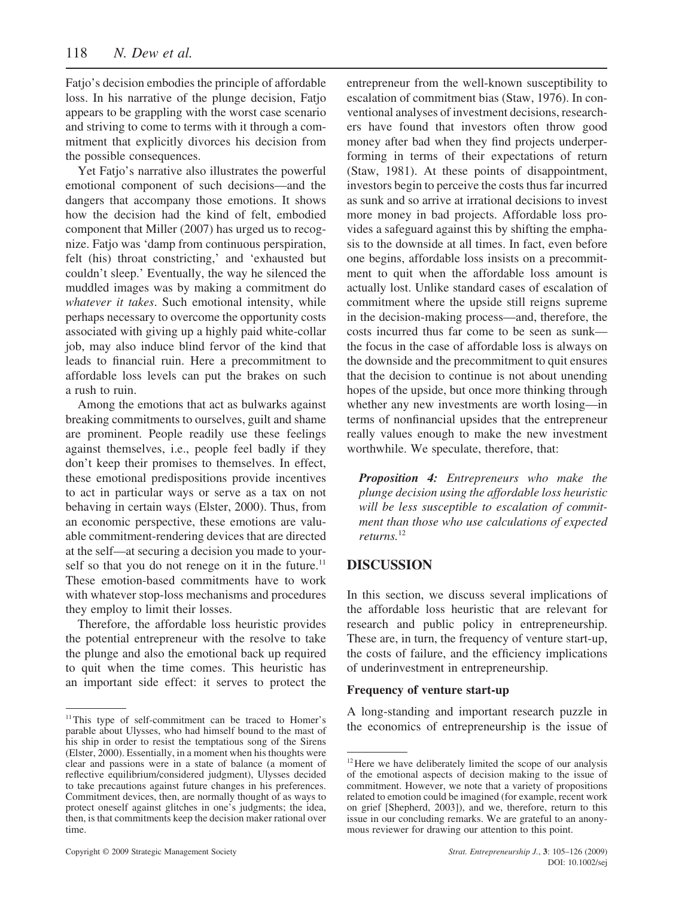Fatjo's decision embodies the principle of affordable loss. In his narrative of the plunge decision, Fatjo appears to be grappling with the worst case scenario and striving to come to terms with it through a commitment that explicitly divorces his decision from the possible consequences.

Yet Fatjo's narrative also illustrates the powerful emotional component of such decisions—and the dangers that accompany those emotions. It shows how the decision had the kind of felt, embodied component that Miller (2007) has urged us to recognize. Fatjo was 'damp from continuous perspiration, felt (his) throat constricting,' and 'exhausted but couldn't sleep.' Eventually, the way he silenced the muddled images was by making a commitment do *whatever it takes*. Such emotional intensity, while perhaps necessary to overcome the opportunity costs associated with giving up a highly paid white-collar job, may also induce blind fervor of the kind that leads to financial ruin. Here a precommitment to affordable loss levels can put the brakes on such a rush to ruin.

Among the emotions that act as bulwarks against breaking commitments to ourselves, guilt and shame are prominent. People readily use these feelings against themselves, i.e., people feel badly if they don't keep their promises to themselves. In effect, these emotional predispositions provide incentives to act in particular ways or serve as a tax on not behaving in certain ways (Elster, 2000). Thus, from an economic perspective, these emotions are valuable commitment-rendering devices that are directed at the self—at securing a decision you made to yourself so that you do not renege on it in the future.[11] These emotion-based commitments have to work with whatever stop-loss mechanisms and procedures they employ to limit their losses.

Therefore, the affordable loss heuristic provides the potential entrepreneur with the resolve to take the plunge and also the emotional back up required to quit when the time comes. This heuristic has an important side effect: it serves to protect the entrepreneur from the well-known susceptibility to escalation of commitment bias (Staw, 1976). In conventional analyses of investment decisions, researchers have found that investors often throw good money after bad when they find projects underperforming in terms of their expectations of return (Staw, 1981). At these points of disappointment, investors begin to perceive the costs thus far incurred as sunk and so arrive at irrational decisions to invest more money in bad projects. Affordable loss provides a safeguard against this by shifting the emphasis to the downside at all times. In fact, even before one begins, affordable loss insists on a precommitment to quit when the affordable loss amount is actually lost. Unlike standard cases of escalation of commitment where the upside still reigns supreme in the decision-making process—and, therefore, the costs incurred thus far come to be seen as sunk—the focus in the case of affordable loss is always on the downside and the precommitment to quit ensures that the decision to continue is not about unending hopes of the upside, but once more thinking through whether any new investments are worth losing—in terms of nonfinancial upsides that the entrepreneur really values enough to make the new investment worthwhile. We speculate, therefore, that:

***Proposition 4:*** *Entrepreneurs who make the plunge decision using the affordable loss heuristic will be less susceptible to escalation of commitment than those who use calculations of expected returns.*[12]

## DISCUSSION

In this section, we discuss several implications of the affordable loss heuristic that are relevant for research and public policy in entrepreneurship. These are, in turn, the frequency of venture start-up, the costs of failure, and the efficiency implications of underinvestment in entrepreneurship.

### Frequency of venture start-up

A long-standing and important research puzzle in the economics of entrepreneurship is the issue of

---

[11] This type of self-commitment can be traced to Homer's parable about Ulysses, who had himself bound to the mast of his ship in order to resist the temptatious song of the Sirens (Elster, 2000). Essentially, in a moment when his thoughts were clear and passions were in a state of balance (a moment of reflective equilibrium/considered judgment), Ulysses decided to take precautions against future changes in his preferences. Commitment devices, then, are normally thought of as ways to protect oneself against glitches in one's judgments; the idea, then, is that commitments keep the decision maker rational over time.

[12] Here we have deliberately limited the scope of our analysis of the emotional aspects of decision making to the issue of commitment. However, we note that a variety of propositions related to emotion could be imagined (for example, recent work on grief [Shepherd, 2003]), and we, therefore, return to this issue in our concluding remarks. We are grateful to an anonymous reviewer for drawing our attention to this point.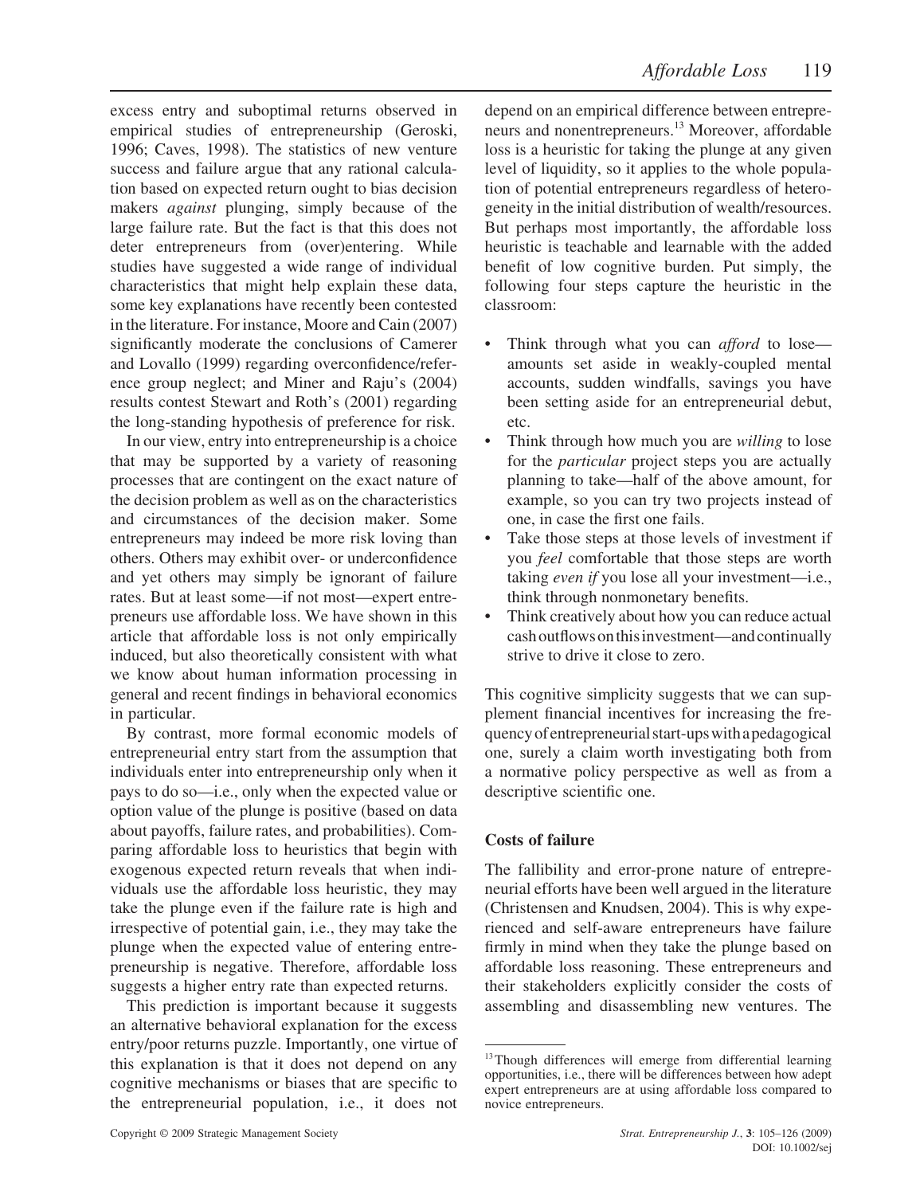excess entry and suboptimal returns observed in empirical studies of entrepreneurship (Geroski, 1996; Caves, 1998). The statistics of new venture success and failure argue that any rational calculation based on expected return ought to bias decision makers *against* plunging, simply because of the large failure rate. But the fact is that this does not deter entrepreneurs from (over)entering. While studies have suggested a wide range of individual characteristics that might help explain these data, some key explanations have recently been contested in the literature. For instance, Moore and Cain (2007) significantly moderate the conclusions of Camerer and Lovallo (1999) regarding overconfidence/reference group neglect; and Miner and Raju's (2004) results contest Stewart and Roth's (2001) regarding the long-standing hypothesis of preference for risk.

In our view, entry into entrepreneurship is a choice that may be supported by a variety of reasoning processes that are contingent on the exact nature of the decision problem as well as on the characteristics and circumstances of the decision maker. Some entrepreneurs may indeed be more risk loving than others. Others may exhibit over- or underconfidence and yet others may simply be ignorant of failure rates. But at least some—if not most—expert entrepreneurs use affordable loss. We have shown in this article that affordable loss is not only empirically induced, but also theoretically consistent with what we know about human information processing in general and recent findings in behavioral economics in particular.

By contrast, more formal economic models of entrepreneurial entry start from the assumption that individuals enter into entrepreneurship only when it pays to do so—i.e., only when the expected value or option value of the plunge is positive (based on data about payoffs, failure rates, and probabilities). Comparing affordable loss to heuristics that begin with exogenous expected return reveals that when individuals use the affordable loss heuristic, they may take the plunge even if the failure rate is high and irrespective of potential gain, i.e., they may take the plunge when the expected value of entering entrepreneurship is negative. Therefore, affordable loss suggests a higher entry rate than expected returns.

This prediction is important because it suggests an alternative behavioral explanation for the excess entry/poor returns puzzle. Importantly, one virtue of this explanation is that it does not depend on any cognitive mechanisms or biases that are specific to the entrepreneurial population, i.e., it does not depend on an empirical difference between entrepreneurs and nonentrepreneurs.[13] Moreover, affordable loss is a heuristic for taking the plunge at any given level of liquidity, so it applies to the whole population of potential entrepreneurs regardless of heterogeneity in the initial distribution of wealth/resources. But perhaps most importantly, the affordable loss heuristic is teachable and learnable with the added benefit of low cognitive burden. Put simply, the following four steps capture the heuristic in the classroom:

- Think through what you can *afford* to lose—amounts set aside in weakly-coupled mental accounts, sudden windfalls, savings you have been setting aside for an entrepreneurial debut, etc.
- Think through how much you are *willing* to lose for the *particular* project steps you are actually planning to take—half of the above amount, for example, so you can try two projects instead of one, in case the first one fails.
- Take those steps at those levels of investment if you *feel* comfortable that those steps are worth taking *even if* you lose all your investment—i.e., think through nonmonetary benefits.
- Think creatively about how you can reduce actual cash outflows on this investment—and continually strive to drive it close to zero.

This cognitive simplicity suggests that we can supplement financial incentives for increasing the frequency of entrepreneurial start-ups with a pedagogical one, surely a claim worth investigating both from a normative policy perspective as well as from a descriptive scientific one.

### Costs of failure

The fallibility and error-prone nature of entrepreneurial efforts have been well argued in the literature (Christensen and Knudsen, 2004). This is why experienced and self-aware entrepreneurs have failure firmly in mind when they take the plunge based on affordable loss reasoning. These entrepreneurs and their stakeholders explicitly consider the costs of assembling and disassembling new ventures. The

[13] Though differences will emerge from differential learning opportunities, i.e., there will be differences between how adept expert entrepreneurs are at using affordable loss compared to novice entrepreneurs.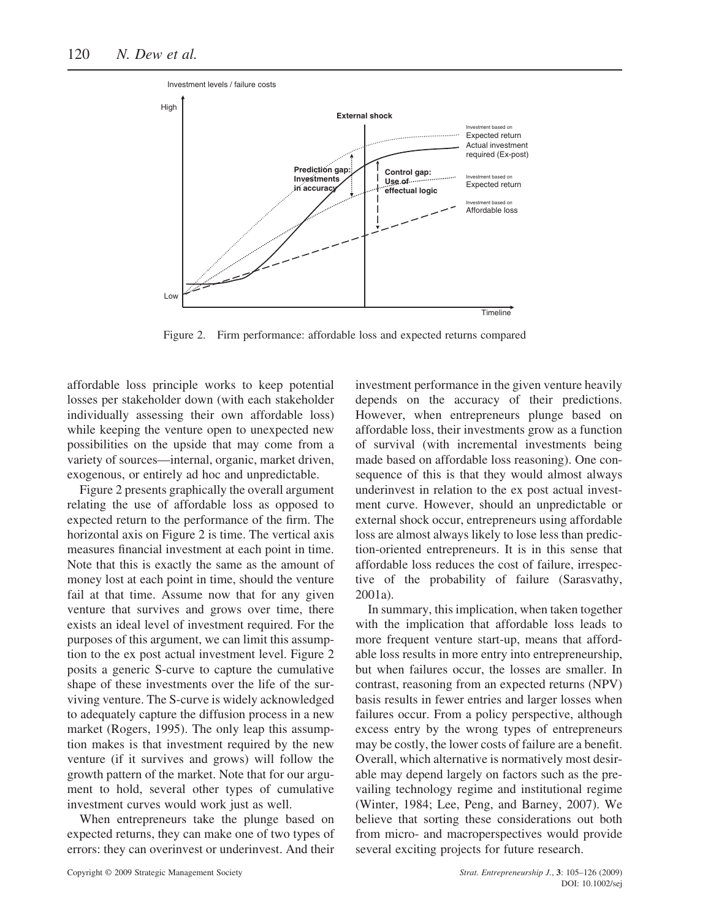Investment levels / failure costs

High

Low

External shock

Investment based on
Expected return
Actual investment
required (Ex-post)

Prediction gap:
Investments
in accuracy

Control gap:
Use of
effectual logic

Investment based on
Expected return

Investment based on
Affordable loss

Timeline

Figure 2. Firm performance: affordable loss and expected returns compared

affordable loss principle works to keep potential losses per stakeholder down (with each stakeholder individually assessing their own affordable loss) while keeping the venture open to unexpected new possibilities on the upside that may come from a variety of sources—internal, organic, market driven, exogenous, or entirely ad hoc and unpredictable.

Figure 2 presents graphically the overall argument relating the use of affordable loss as opposed to expected return to the performance of the firm. The horizontal axis on Figure 2 is time. The vertical axis measures financial investment at each point in time. Note that this is exactly the same as the amount of money lost at each point in time, should the venture fail at that time. Assume now that for any given venture that survives and grows over time, there exists an ideal level of investment required. For the purposes of this argument, we can limit this assumption to the ex post actual investment level. Figure 2 posits a generic S-curve to capture the cumulative shape of these investments over the life of the surviving venture. The S-curve is widely acknowledged to adequately capture the diffusion process in a new market (Rogers, 1995). The only leap this assumption makes is that investment required by the new venture (if it survives and grows) will follow the growth pattern of the market. Note that for our argument to hold, several other types of cumulative investment curves would work just as well.

When entrepreneurs take the plunge based on expected returns, they can make one of two types of errors: they can overinvest or underinvest. And their investment performance in the given venture heavily depends on the accuracy of their predictions. However, when entrepreneurs plunge based on affordable loss, their investments grow as a function of survival (with incremental investments being made based on affordable loss reasoning). One consequence of this is that they would almost always underinvest in relation to the ex post actual investment curve. However, should an unpredictable or external shock occur, entrepreneurs using affordable loss are almost always likely to lose less than prediction-oriented entrepreneurs. It is in this sense that affordable loss reduces the cost of failure, irrespective of the probability of failure (Sarasvathy, 2001a).

In summary, this implication, when taken together with the implication that affordable loss leads to more frequent venture start-up, means that affordable loss results in more entry into entrepreneurship, but when failures occur, the losses are smaller. In contrast, reasoning from an expected returns (NPV) basis results in fewer entries and larger losses when failures occur. From a policy perspective, although excess entry by the wrong types of entrepreneurs may be costly, the lower costs of failure are a benefit. Overall, which alternative is normatively most desirable may depend largely on factors such as the prevailing technology regime and institutional regime (Winter, 1984; Lee, Peng, and Barney, 2007). We believe that sorting these considerations out both from micro- and macroperspectives would provide several exciting projects for future research.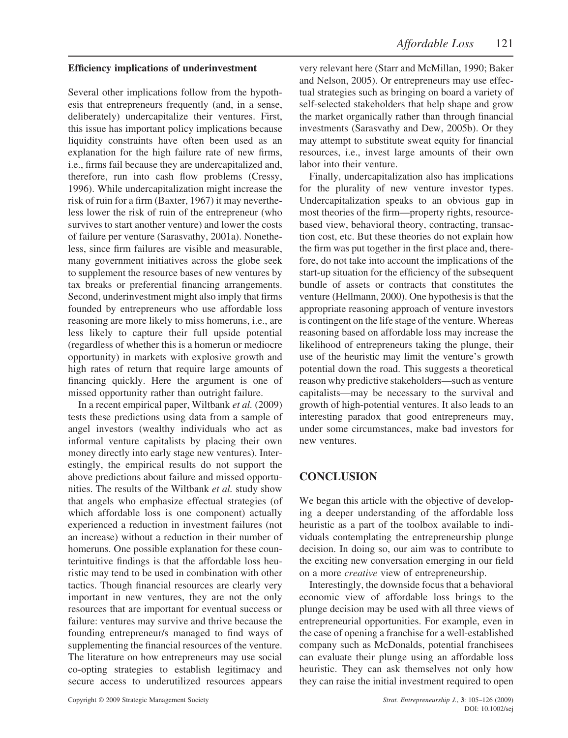### Efficiency implications of underinvestment

Several other implications follow from the hypothesis that entrepreneurs frequently (and, in a sense, deliberately) undercapitalize their ventures. First, this issue has important policy implications because liquidity constraints have often been used as an explanation for the high failure rate of new firms, i.e., firms fail because they are undercapitalized and, therefore, run into cash flow problems (Cressy, 1996). While undercapitalization might increase the risk of ruin for a firm (Baxter, 1967) it may nevertheless lower the risk of ruin of the entrepreneur (who survives to start another venture) and lower the costs of failure per venture (Sarasvathy, 2001a). Nonetheless, since firm failures are visible and measurable, many government initiatives across the globe seek to supplement the resource bases of new ventures by tax breaks or preferential financing arrangements. Second, underinvestment might also imply that firms founded by entrepreneurs who use affordable loss reasoning are more likely to miss homeruns, i.e., are less likely to capture their full upside potential (regardless of whether this is a homerun or mediocre opportunity) in markets with explosive growth and high rates of return that require large amounts of financing quickly. Here the argument is one of missed opportunity rather than outright failure.

In a recent empirical paper, Wiltbank *et al.* (2009) tests these predictions using data from a sample of angel investors (wealthy individuals who act as informal venture capitalists by placing their own money directly into early stage new ventures). Interestingly, the empirical results do not support the above predictions about failure and missed opportunities. The results of the Wiltbank *et al.* study show that angels who emphasize effectual strategies (of which affordable loss is one component) actually experienced a reduction in investment failures (not an increase) without a reduction in their number of homeruns. One possible explanation for these counterintuitive findings is that the affordable loss heuristic may tend to be used in combination with other tactics. Though financial resources are clearly very important in new ventures, they are not the only resources that are important for eventual success or failure: ventures may survive and thrive because the founding entrepreneur/s managed to find ways of supplementing the financial resources of the venture. The literature on how entrepreneurs may use social co-opting strategies to establish legitimacy and secure access to underutilized resources appears very relevant here (Starr and McMillan, 1990; Baker and Nelson, 2005). Or entrepreneurs may use effectual strategies such as bringing on board a variety of self-selected stakeholders that help shape and grow the market organically rather than through financial investments (Sarasvathy and Dew, 2005b). Or they may attempt to substitute sweat equity for financial resources, i.e., invest large amounts of their own labor into their venture.

Finally, undercapitalization also has implications for the plurality of new venture investor types. Undercapitalization speaks to an obvious gap in most theories of the firm—property rights, resource-based view, behavioral theory, contracting, transaction cost, etc. But these theories do not explain how the firm was put together in the first place and, therefore, do not take into account the implications of the start-up situation for the efficiency of the subsequent bundle of assets or contracts that constitutes the venture (Hellmann, 2000). One hypothesis is that the appropriate reasoning approach of venture investors is contingent on the life stage of the venture. Whereas reasoning based on affordable loss may increase the likelihood of entrepreneurs taking the plunge, their use of the heuristic may limit the venture's growth potential down the road. This suggests a theoretical reason why predictive stakeholders—such as venture capitalists—may be necessary to the survival and growth of high-potential ventures. It also leads to an interesting paradox that good entrepreneurs may, under some circumstances, make bad investors for new ventures.

## CONCLUSION

We began this article with the objective of developing a deeper understanding of the affordable loss heuristic as a part of the toolbox available to individuals contemplating the entrepreneurship plunge decision. In doing so, our aim was to contribute to the exciting new conversation emerging in our field on a more *creative* view of entrepreneurship.

Interestingly, the downside focus that a behavioral economic view of affordable loss brings to the plunge decision may be used with all three views of entrepreneurial opportunities. For example, even in the case of opening a franchise for a well-established company such as McDonalds, potential franchisees can evaluate their plunge using an affordable loss heuristic. They can ask themselves not only how they can raise the initial investment required to open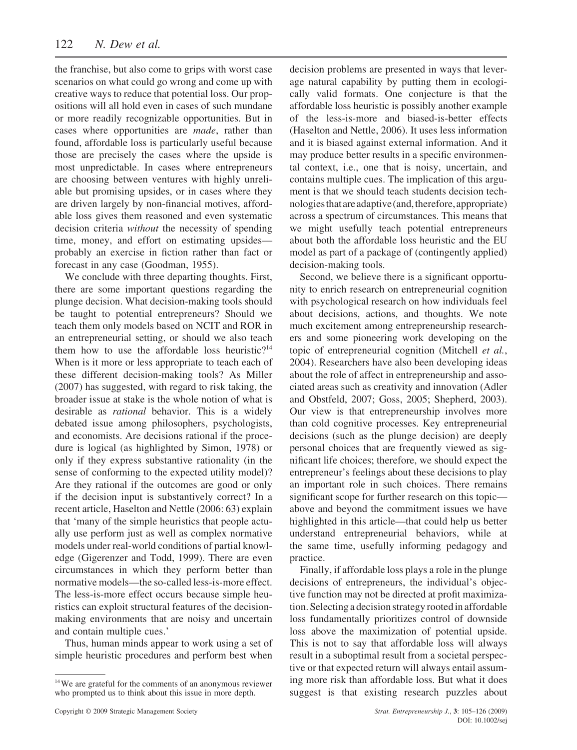the franchise, but also come to grips with worst case scenarios on what could go wrong and come up with creative ways to reduce that potential loss. Our propositions will all hold even in cases of such mundane or more readily recognizable opportunities. But in cases where opportunities are *made*, rather than found, affordable loss is particularly useful because those are precisely the cases where the upside is most unpredictable. In cases where entrepreneurs are choosing between ventures with highly unreliable but promising upsides, or in cases where they are driven largely by non-financial motives, affordable loss gives them reasoned and even systematic decision criteria *without* the necessity of spending time, money, and effort on estimating upsides—probably an exercise in fiction rather than fact or forecast in any case (Goodman, 1955).

We conclude with three departing thoughts. First, there are some important questions regarding the plunge decision. What decision-making tools should be taught to potential entrepreneurs? Should we teach them only models based on NCIT and ROR in an entrepreneurial setting, or should we also teach them how to use the affordable loss heuristic?[14] When is it more or less appropriate to teach each of these different decision-making tools? As Miller (2007) has suggested, with regard to risk taking, the broader issue at stake is the whole notion of what is desirable as *rational* behavior. This is a widely debated issue among philosophers, psychologists, and economists. Are decisions rational if the procedure is logical (as highlighted by Simon, 1978) or only if they express substantive rationality (in the sense of conforming to the expected utility model)? Are they rational if the outcomes are good or only if the decision input is substantively correct? In a recent article, Haselton and Nettle (2006: 63) explain that 'many of the simple heuristics that people actually use perform just as well as complex normative models under real-world conditions of partial knowledge (Gigerenzer and Todd, 1999). There are even circumstances in which they perform better than normative models—the so-called less-is-more effect. The less-is-more effect occurs because simple heuristics can exploit structural features of the decision-making environments that are noisy and uncertain and contain multiple cues.'

Thus, human minds appear to work using a set of simple heuristic procedures and perform best when decision problems are presented in ways that leverage natural capability by putting them in ecologically valid formats. One conjecture is that the affordable loss heuristic is possibly another example of the less-is-more and biased-is-better effects (Haselton and Nettle, 2006). It uses less information and it is biased against external information. And it may produce better results in a specific environmental context, i.e., one that is noisy, uncertain, and contains multiple cues. The implication of this argument is that we should teach students decision technologies that are adaptive (and, therefore, appropriate) across a spectrum of circumstances. This means that we might usefully teach potential entrepreneurs about both the affordable loss heuristic and the EU model as part of a package of (contingently applied) decision-making tools.

Second, we believe there is a significant opportunity to enrich research on entrepreneurial cognition with psychological research on how individuals feel about decisions, actions, and thoughts. We note much excitement among entrepreneurship researchers and some pioneering work developing on the topic of entrepreneurial cognition (Mitchell *et al.*, 2004). Researchers have also been developing ideas about the role of affect in entrepreneurship and associated areas such as creativity and innovation (Adler and Obstfeld, 2007; Goss, 2005; Shepherd, 2003). Our view is that entrepreneurship involves more than cold cognitive processes. Key entrepreneurial decisions (such as the plunge decision) are deeply personal choices that are frequently viewed as significant life choices; therefore, we should expect the entrepreneur's feelings about these decisions to play an important role in such choices. There remains significant scope for further research on this topic—above and beyond the commitment issues we have highlighted in this article—that could help us better understand entrepreneurial behaviors, while at the same time, usefully informing pedagogy and practice.

Finally, if affordable loss plays a role in the plunge decisions of entrepreneurs, the individual's objective function may not be directed at profit maximization. Selecting a decision strategy rooted in affordable loss fundamentally prioritizes control of downside loss above the maximization of potential upside. This is not to say that affordable loss will always result in a suboptimal result from a societal perspective or that expected return will always entail assuming more risk than affordable loss. But what it does suggest is that existing research puzzles about

[14] We are grateful for the comments of an anonymous reviewer who prompted us to think about this issue in more depth.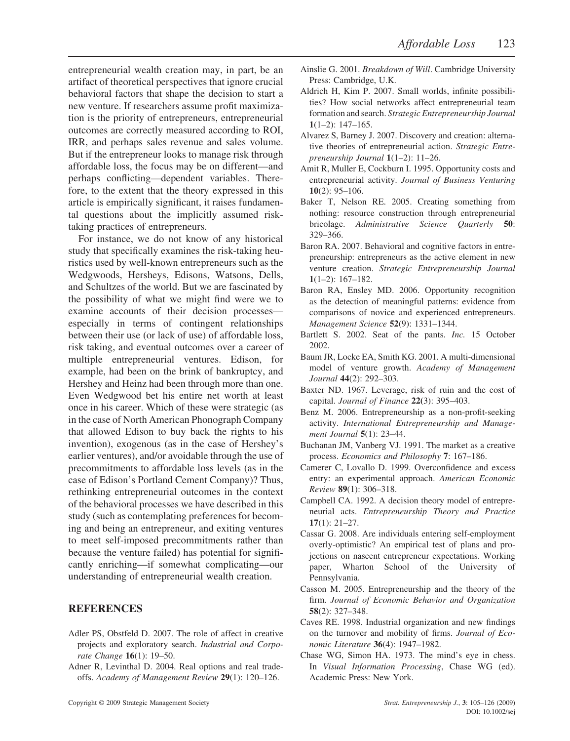entrepreneurial wealth creation may, in part, be an artifact of theoretical perspectives that ignore crucial behavioral factors that shape the decision to start a new venture. If researchers assume profit maximization is the priority of entrepreneurs, entrepreneurial outcomes are correctly measured according to ROI, IRR, and perhaps sales revenue and sales volume. But if the entrepreneur looks to manage risk through affordable loss, the focus may be on different—and perhaps conflicting—dependent variables. Therefore, to the extent that the theory expressed in this article is empirically significant, it raises fundamental questions about the implicitly assumed risk-taking practices of entrepreneurs.

For instance, we do not know of any historical study that specifically examines the risk-taking heuristics used by well-known entrepreneurs such as the Wedgwoods, Hersheys, Edisons, Watsons, Dells, and Schultzes of the world. But we are fascinated by the possibility of what we might find were we to examine accounts of their decision processes—especially in terms of contingent relationships between their use (or lack of use) of affordable loss, risk taking, and eventual outcomes over a career of multiple entrepreneurial ventures. Edison, for example, had been on the brink of bankruptcy, and Hershey and Heinz had been through more than one. Even Wedgwood bet his entire net worth at least once in his career. Which of these were strategic (as in the case of North American Phonograph Company that allowed Edison to buy back the rights to his invention), exogenous (as in the case of Hershey's earlier ventures), and/or avoidable through the use of precommitments to affordable loss levels (as in the case of Edison's Portland Cement Company)? Thus, rethinking entrepreneurial outcomes in the context of the behavioral processes we have described in this study (such as contemplating preferences for becoming and being an entrepreneur, and exiting ventures to meet self-imposed precommitments rather than because the venture failed) has potential for significantly enriching—if somewhat complicating—our understanding of entrepreneurial wealth creation.

## REFERENCES

Adler PS, Obstfeld D. 2007. The role of affect in creative projects and exploratory search. *Industrial and Corporate Change* **16**(1): 19–50.

Adner R, Levinthal D. 2004. Real options and real tradeoffs. *Academy of Management Review* **29**(1): 120–126.

Ainslie G. 2001. *Breakdown of Will*. Cambridge University Press: Cambridge, U.K.

Aldrich H, Kim P. 2007. Small worlds, infinite possibilities? How social networks affect entrepreneurial team formation and search. *Strategic Entrepreneurship Journal* **1**(1–2): 147–165.

Alvarez S, Barney J. 2007. Discovery and creation: alternative theories of entrepreneurial action. *Strategic Entrepreneurship Journal* **1**(1–2): 11–26.

Amit R, Muller E, Cockburn I. 1995. Opportunity costs and entrepreneurial activity. *Journal of Business Venturing* **10**(2): 95–106.

Baker T, Nelson RE. 2005. Creating something from nothing: resource construction through entrepreneurial bricolage. *Administrative Science Quarterly* **50**: 329–366.

Baron RA. 2007. Behavioral and cognitive factors in entrepreneurship: entrepreneurs as the active element in new venture creation. *Strategic Entrepreneurship Journal* **1**(1–2): 167–182.

Baron RA, Ensley MD. 2006. Opportunity recognition as the detection of meaningful patterns: evidence from comparisons of novice and experienced entrepreneurs. *Management Science* **52**(9): 1331–1344.

Bartlett S. 2002. Seat of the pants. *Inc.* 15 October 2002.

Baum JR, Locke EA, Smith KG. 2001. A multi-dimensional model of venture growth. *Academy of Management Journal* **44**(2): 292–303.

Baxter ND. 1967. Leverage, risk of ruin and the cost of capital. *Journal of Finance* **22**(3): 395–403.

Benz M. 2006. Entrepreneurship as a non-profit-seeking activity. *International Entrepreneurship and Management Journal* **5**(1): 23–44.

Buchanan JM, Vanberg VJ. 1991. The market as a creative process. *Economics and Philosophy* **7**: 167–186.

Camerer C, Lovallo D. 1999. Overconfidence and excess entry: an experimental approach. *American Economic Review* **89**(1): 306–318.

Campbell CA. 1992. A decision theory model of entrepreneurial acts. *Entrepreneurship Theory and Practice* **17**(1): 21–27.

Cassar G. 2008. Are individuals entering self-employment overly-optimistic? An empirical test of plans and projections on nascent entrepreneur expectations. Working paper, Wharton School of the University of Pennsylvania.

Casson M. 2005. Entrepreneurship and the theory of the firm. *Journal of Economic Behavior and Organization* **58**(2): 327–348.

Caves RE. 1998. Industrial organization and new findings on the turnover and mobility of firms. *Journal of Economic Literature* **36**(4): 1947–1982.

Chase WG, Simon HA. 1973. The mind's eye in chess. In *Visual Information Processing*, Chase WG (ed). Academic Press: New York.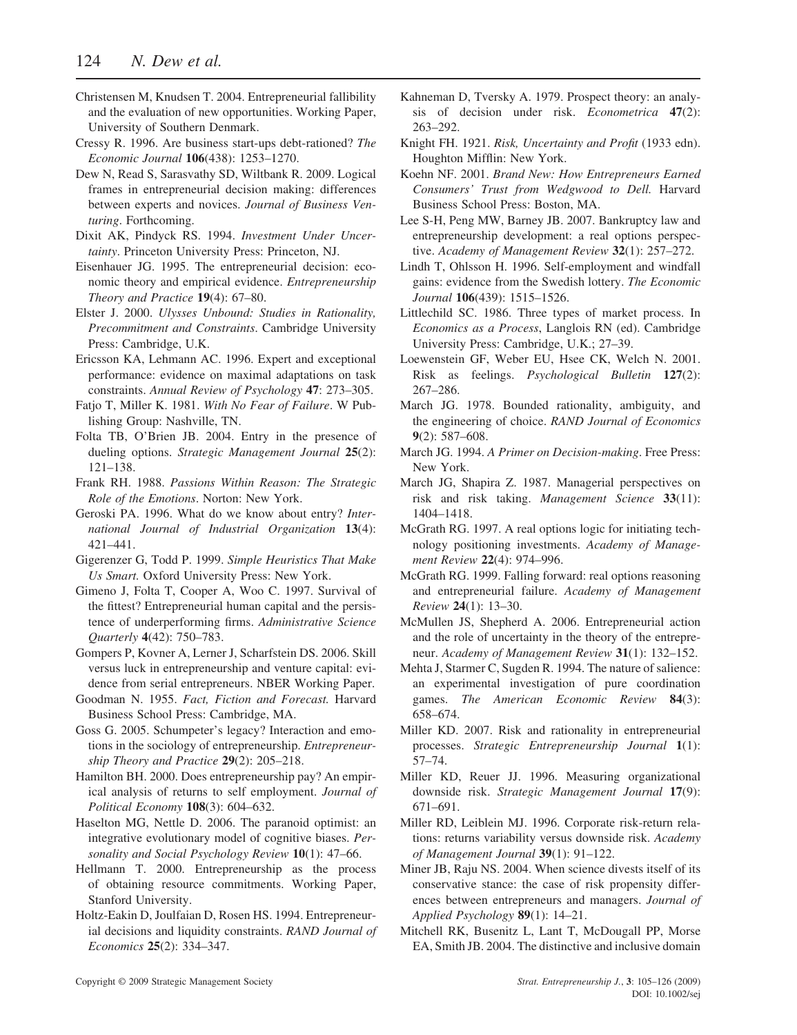Christensen M, Knudsen T. 2004. Entrepreneurial fallibility and the evaluation of new opportunities. Working Paper, University of Southern Denmark.

Cressy R. 1996. Are business start-ups debt-rationed? *The Economic Journal* **106**(438): 1253–1270.

Dew N, Read S, Sarasvathy SD, Wiltbank R. 2009. Logical frames in entrepreneurial decision making: differences between experts and novices. *Journal of Business Venturing*. Forthcoming.

Dixit AK, Pindyck RS. 1994. *Investment Under Uncertainty*. Princeton University Press: Princeton, NJ.

Eisenhauer JG. 1995. The entrepreneurial decision: economic theory and empirical evidence. *Entrepreneurship Theory and Practice* **19**(4): 67–80.

Elster J. 2000. *Ulysses Unbound: Studies in Rationality, Precommitment and Constraints*. Cambridge University Press: Cambridge, U.K.

Ericsson KA, Lehmann AC. 1996. Expert and exceptional performance: evidence on maximal adaptations on task constraints. *Annual Review of Psychology* **47**: 273–305.

Fatjo T, Miller K. 1981. *With No Fear of Failure*. W Publishing Group: Nashville, TN.

Folta TB, O'Brien JB. 2004. Entry in the presence of dueling options. *Strategic Management Journal* **25**(2): 121–138.

Frank RH. 1988. *Passions Within Reason: The Strategic Role of the Emotions*. Norton: New York.

Geroski PA. 1996. What do we know about entry? *International Journal of Industrial Organization* **13**(4): 421–441.

Gigerenzer G, Todd P. 1999. *Simple Heuristics That Make Us Smart.* Oxford University Press: New York.

Gimeno J, Folta T, Cooper A, Woo C. 1997. Survival of the fittest? Entrepreneurial human capital and the persistence of underperforming firms. *Administrative Science Quarterly* **4**(42): 750–783.

Gompers P, Kovner A, Lerner J, Scharfstein DS. 2006. Skill versus luck in entrepreneurship and venture capital: evidence from serial entrepreneurs. NBER Working Paper.

Goodman N. 1955. *Fact, Fiction and Forecast.* Harvard Business School Press: Cambridge, MA.

Goss G. 2005. Schumpeter's legacy? Interaction and emotions in the sociology of entrepreneurship. *Entrepreneurship Theory and Practice* **29**(2): 205–218.

Hamilton BH. 2000. Does entrepreneurship pay? An empirical analysis of returns to self employment. *Journal of Political Economy* **108**(3): 604–632.

Haselton MG, Nettle D. 2006. The paranoid optimist: an integrative evolutionary model of cognitive biases. *Personality and Social Psychology Review* **10**(1): 47–66.

Hellmann T. 2000. Entrepreneurship as the process of obtaining resource commitments. Working Paper, Stanford University.

Holtz-Eakin D, Joulfaian D, Rosen HS. 1994. Entrepreneurial decisions and liquidity constraints. *RAND Journal of Economics* **25**(2): 334–347.

Kahneman D, Tversky A. 1979. Prospect theory: an analysis of decision under risk. *Econometrica* **47**(2): 263–292.

Knight FH. 1921. *Risk, Uncertainty and Profit* (1933 edn). Houghton Mifflin: New York.

Koehn NF. 2001. *Brand New: How Entrepreneurs Earned Consumers' Trust from Wedgwood to Dell.* Harvard Business School Press: Boston, MA.

Lee S-H, Peng MW, Barney JB. 2007. Bankruptcy law and entrepreneurship development: a real options perspective. *Academy of Management Review* **32**(1): 257–272.

Lindh T, Ohlsson H. 1996. Self-employment and windfall gains: evidence from the Swedish lottery. *The Economic Journal* **106**(439): 1515–1526.

Littlechild SC. 1986. Three types of market process. In *Economics as a Process*, Langlois RN (ed). Cambridge University Press: Cambridge, U.K.; 27–39.

Loewenstein GF, Weber EU, Hsee CK, Welch N. 2001. Risk as feelings. *Psychological Bulletin* **127**(2): 267–286.

March JG. 1978. Bounded rationality, ambiguity, and the engineering of choice. *RAND Journal of Economics* **9**(2): 587–608.

March JG. 1994. *A Primer on Decision-making*. Free Press: New York.

March JG, Shapira Z. 1987. Managerial perspectives on risk and risk taking. *Management Science* **33**(11): 1404–1418.

McGrath RG. 1997. A real options logic for initiating technology positioning investments. *Academy of Management Review* **22**(4): 974–996.

McGrath RG. 1999. Falling forward: real options reasoning and entrepreneurial failure. *Academy of Management Review* **24**(1): 13–30.

McMullen JS, Shepherd A. 2006. Entrepreneurial action and the role of uncertainty in the theory of the entrepreneur. *Academy of Management Review* **31**(1): 132–152.

Mehta J, Starmer C, Sugden R. 1994. The nature of salience: an experimental investigation of pure coordination games. *The American Economic Review* **84**(3): 658–674.

Miller KD. 2007. Risk and rationality in entrepreneurial processes. *Strategic Entrepreneurship Journal* **1**(1): 57–74.

Miller KD, Reuer JJ. 1996. Measuring organizational downside risk. *Strategic Management Journal* **17**(9): 671–691.

Miller RD, Leiblein MJ. 1996. Corporate risk-return relations: returns variability versus downside risk. *Academy of Management Journal* **39**(1): 91–122.

Miner JB, Raju NS. 2004. When science divests itself of its conservative stance: the case of risk propensity differences between entrepreneurs and managers. *Journal of Applied Psychology* **89**(1): 14–21.

Mitchell RK, Busenitz L, Lant T, McDougall PP, Morse EA, Smith JB. 2004. The distinctive and inclusive domain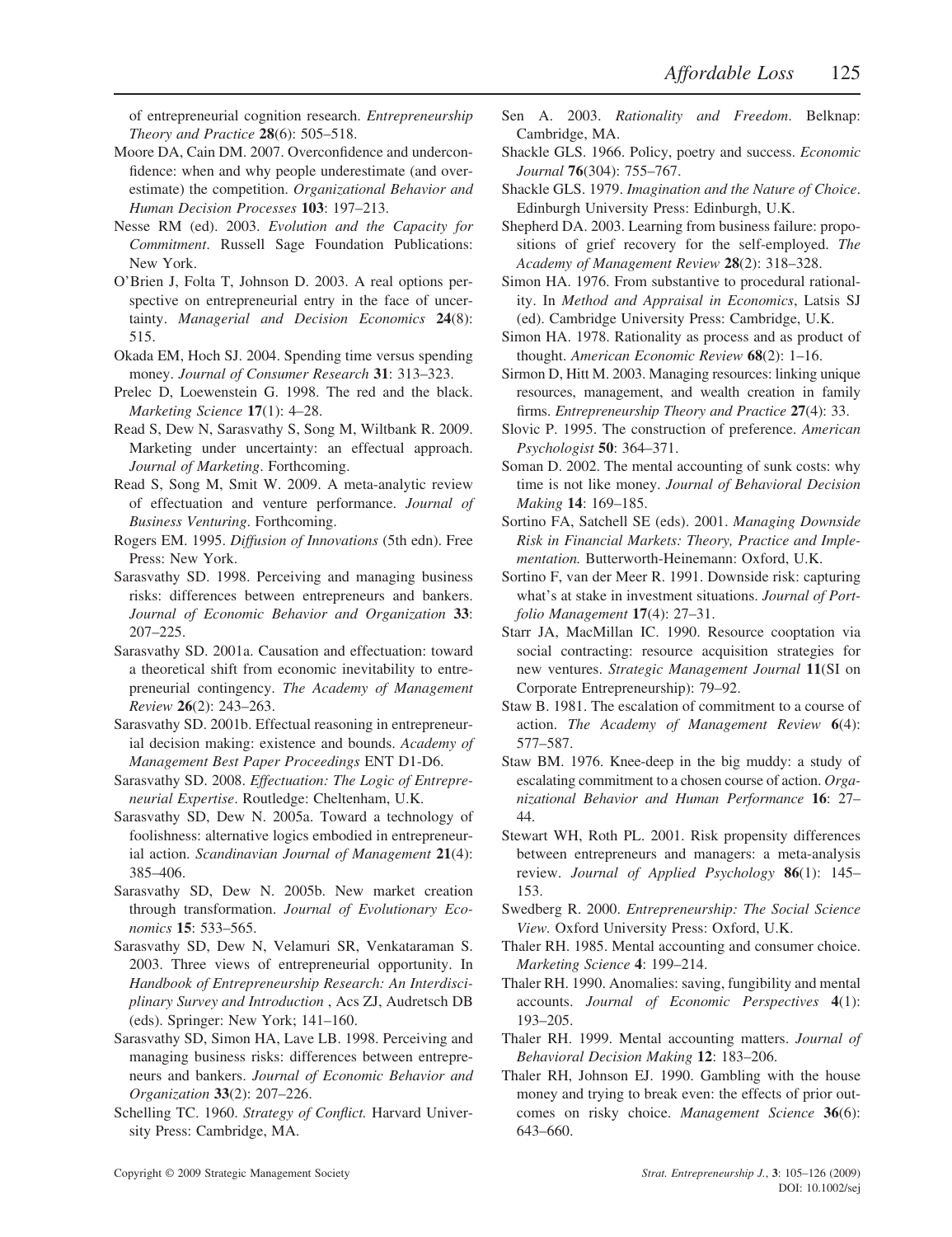of entrepreneurial cognition research. *Entrepreneurship Theory and Practice* **28**(6): 505–518.

Moore DA, Cain DM. 2007. Overconfidence and underconfidence: when and why people underestimate (and overestimate) the competition. *Organizational Behavior and Human Decision Processes* **103**: 197–213.

Nesse RM (ed). 2003. *Evolution and the Capacity for Commitment*. Russell Sage Foundation Publications: New York.

O'Brien J, Folta T, Johnson D. 2003. A real options perspective on entrepreneurial entry in the face of uncertainty. *Managerial and Decision Economics* **24**(8): 515.

Okada EM, Hoch SJ. 2004. Spending time versus spending money. *Journal of Consumer Research* **31**: 313–323.

Prelec D, Loewenstein G. 1998. The red and the black. *Marketing Science* **17**(1): 4–28.

Read S, Dew N, Sarasvathy S, Song M, Wiltbank R. 2009. Marketing under uncertainty: an effectual approach. *Journal of Marketing*. Forthcoming.

Read S, Song M, Smit W. 2009. A meta-analytic review of effectuation and venture performance. *Journal of Business Venturing*. Forthcoming.

Rogers EM. 1995. *Diffusion of Innovations* (5th edn). Free Press: New York.

Sarasvathy SD. 1998. Perceiving and managing business risks: differences between entrepreneurs and bankers. *Journal of Economic Behavior and Organization* **33**: 207–225.

Sarasvathy SD. 2001a. Causation and effectuation: toward a theoretical shift from economic inevitability to entrepreneurial contingency. *The Academy of Management Review* **26**(2): 243–263.

Sarasvathy SD. 2001b. Effectual reasoning in entrepreneurial decision making: existence and bounds. *Academy of Management Best Paper Proceedings* ENT D1-D6.

Sarasvathy SD. 2008. *Effectuation: The Logic of Entrepreneurial Expertise*. Routledge: Cheltenham, U.K.

Sarasvathy SD, Dew N. 2005a. Toward a technology of foolishness: alternative logics embodied in entrepreneurial action. *Scandinavian Journal of Management* **21**(4): 385–406.

Sarasvathy SD, Dew N. 2005b. New market creation through transformation. *Journal of Evolutionary Economics* **15**: 533–565.

Sarasvathy SD, Dew N, Velamuri SR, Venkataraman S. 2003. Three views of entrepreneurial opportunity. In *Handbook of Entrepreneurship Research: An Interdisciplinary Survey and Introduction* , Acs ZJ, Audretsch DB (eds). Springer: New York; 141–160.

Sarasvathy SD, Simon HA, Lave LB. 1998. Perceiving and managing business risks: differences between entrepreneurs and bankers. *Journal of Economic Behavior and Organization* **33**(2): 207–226.

Schelling TC. 1960. *Strategy of Conflict.* Harvard University Press: Cambridge, MA.

Sen A. 2003. *Rationality and Freedom*. Belknap: Cambridge, MA.

Shackle GLS. 1966. Policy, poetry and success. *Economic Journal* **76**(304): 755–767.

Shackle GLS. 1979. *Imagination and the Nature of Choice*. Edinburgh University Press: Edinburgh, U.K.

Shepherd DA. 2003. Learning from business failure: propositions of grief recovery for the self-employed. *The Academy of Management Review* **28**(2): 318–328.

Simon HA. 1976. From substantive to procedural rationality. In *Method and Appraisal in Economics*, Latsis SJ (ed). Cambridge University Press: Cambridge, U.K.

Simon HA. 1978. Rationality as process and as product of thought. *American Economic Review* **68**(2): 1–16.

Sirmon D, Hitt M. 2003. Managing resources: linking unique resources, management, and wealth creation in family firms. *Entrepreneurship Theory and Practice* **27**(4): 33.

Slovic P. 1995. The construction of preference. *American Psychologist* **50**: 364–371.

Soman D. 2002. The mental accounting of sunk costs: why time is not like money. *Journal of Behavioral Decision Making* **14**: 169–185.

Sortino FA, Satchell SE (eds). 2001. *Managing Downside Risk in Financial Markets: Theory, Practice and Implementation.* Butterworth-Heinemann: Oxford, U.K.

Sortino F, van der Meer R. 1991. Downside risk: capturing what's at stake in investment situations. *Journal of Portfolio Management* **17**(4): 27–31.

Starr JA, MacMillan IC. 1990. Resource cooptation via social contracting: resource acquisition strategies for new ventures. *Strategic Management Journal* **11**(SI on Corporate Entrepreneurship): 79–92.

Staw B. 1981. The escalation of commitment to a course of action. *The Academy of Management Review* **6**(4): 577–587.

Staw BM. 1976. Knee-deep in the big muddy: a study of escalating commitment to a chosen course of action. *Organizational Behavior and Human Performance* **16**: 27–44.

Stewart WH, Roth PL. 2001. Risk propensity differences between entrepreneurs and managers: a meta-analysis review. *Journal of Applied Psychology* **86**(1): 145–153.

Swedberg R. 2000. *Entrepreneurship: The Social Science View.* Oxford University Press: Oxford, U.K.

Thaler RH. 1985. Mental accounting and consumer choice. *Marketing Science* **4**: 199–214.

Thaler RH. 1990. Anomalies: saving, fungibility and mental accounts. *Journal of Economic Perspectives* **4**(1): 193–205.

Thaler RH. 1999. Mental accounting matters. *Journal of Behavioral Decision Making* **12**: 183–206.

Thaler RH, Johnson EJ. 1990. Gambling with the house money and trying to break even: the effects of prior outcomes on risky choice. *Management Science* **36**(6): 643–660.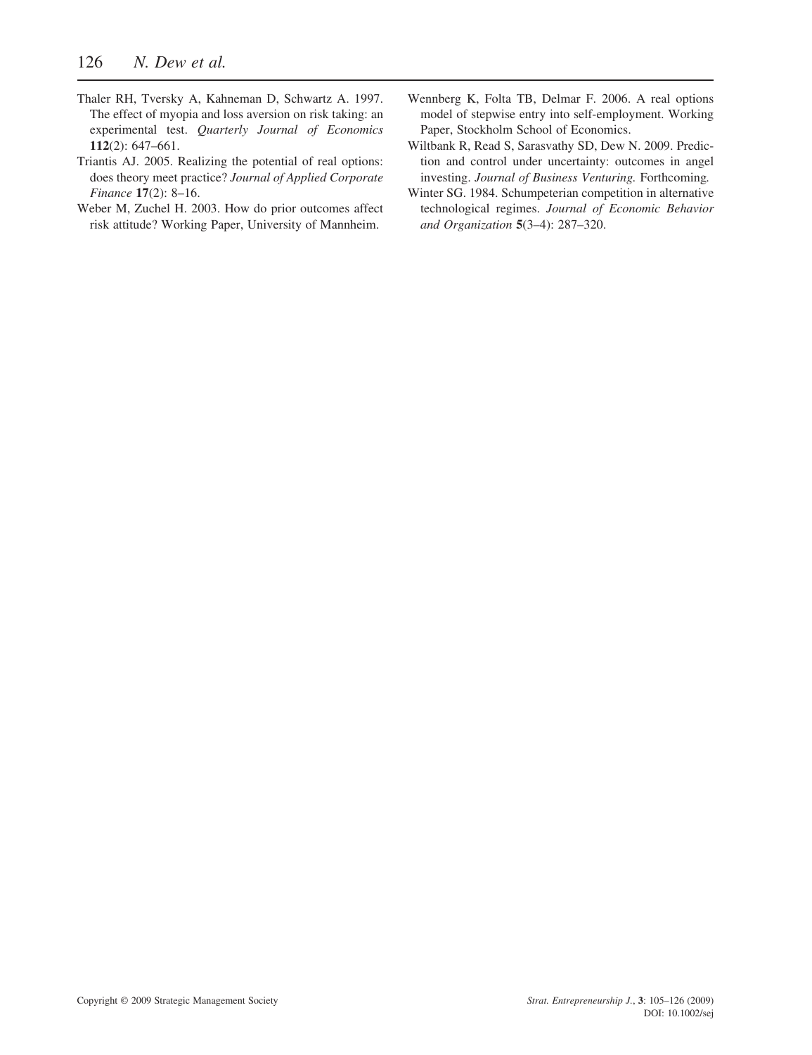Thaler RH, Tversky A, Kahneman D, Schwartz A. 1997. The effect of myopia and loss aversion on risk taking: an experimental test. *Quarterly Journal of Economics* **112**(2): 647–661.

Triantis AJ. 2005. Realizing the potential of real options: does theory meet practice? *Journal of Applied Corporate Finance* **17**(2): 8–16.

Weber M, Zuchel H. 2003. How do prior outcomes affect risk attitude? Working Paper, University of Mannheim.

Wennberg K, Folta TB, Delmar F. 2006. A real options model of stepwise entry into self-employment. Working Paper, Stockholm School of Economics.

Wiltbank R, Read S, Sarasvathy SD, Dew N. 2009. Prediction and control under uncertainty: outcomes in angel investing. *Journal of Business Venturing.* Forthcoming.

Winter SG. 1984. Schumpeterian competition in alternative technological regimes. *Journal of Economic Behavior and Organization* **5**(3–4): 287–320.